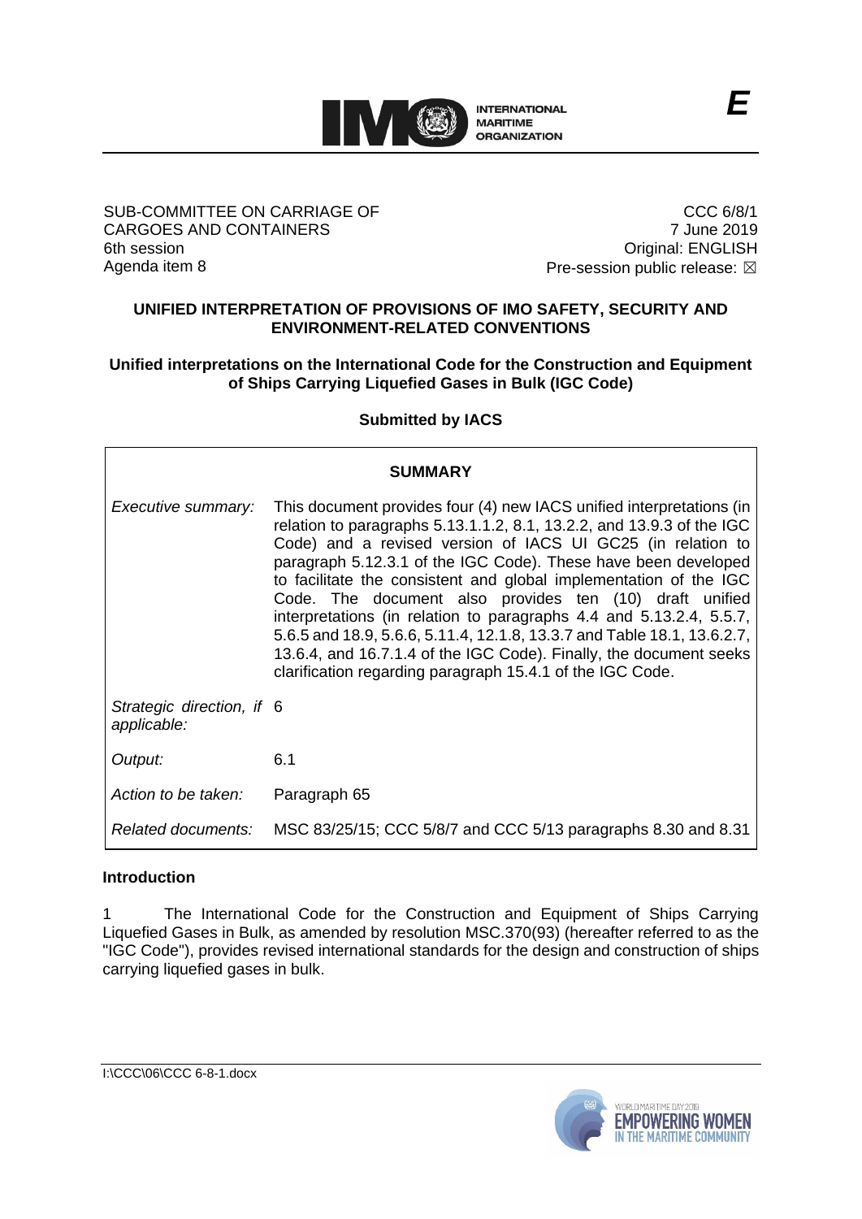**E**

SUB-COMMITTEE ON CARRIAGE OF CARGOES AND CONTAINERS
6th session
Agenda item 8

CCC 6/8/1
7 June 2019
Original: ENGLISH
Pre-session public release: ☒

## UNIFIED INTERPRETATION OF PROVISIONS OF IMO SAFETY, SECURITY AND ENVIRONMENT-RELATED CONVENTIONS

### Unified interpretations on the International Code for the Construction and Equipment of Ships Carrying Liquefied Gases in Bulk (IGC Code)

**Submitted by IACS**

| SUMMARY | |
|---|---|
| *Executive summary:* | This document provides four (4) new IACS unified interpretations (in relation to paragraphs 5.13.1.1.2, 8.1, 13.2.2, and 13.9.3 of the IGC Code) and a revised version of IACS UI GC25 (in relation to paragraph 5.12.3.1 of the IGC Code). These have been developed to facilitate the consistent and global implementation of the IGC Code. The document also provides ten (10) draft unified interpretations (in relation to paragraphs 4.4 and 5.13.2.4, 5.5.7, 5.6.5 and 18.9, 5.6.6, 5.11.4, 12.1.8, 13.3.7 and Table 18.1, 13.6.2.7, 13.6.4, and 16.7.1.4 of the IGC Code). Finally, the document seeks clarification regarding paragraph 15.4.1 of the IGC Code. |
| *Strategic direction, if applicable:* | 6 |
| *Output:* | 6.1 |
| *Action to be taken:* | Paragraph 65 |
| *Related documents:* | MSC 83/25/15; CCC 5/8/7 and CCC 5/13 paragraphs 8.30 and 8.31 |

**Introduction**

1 The International Code for the Construction and Equipment of Ships Carrying Liquefied Gases in Bulk, as amended by resolution MSC.370(93) (hereafter referred to as the "IGC Code"), provides revised international standards for the design and construction of ships carrying liquefied gases in bulk.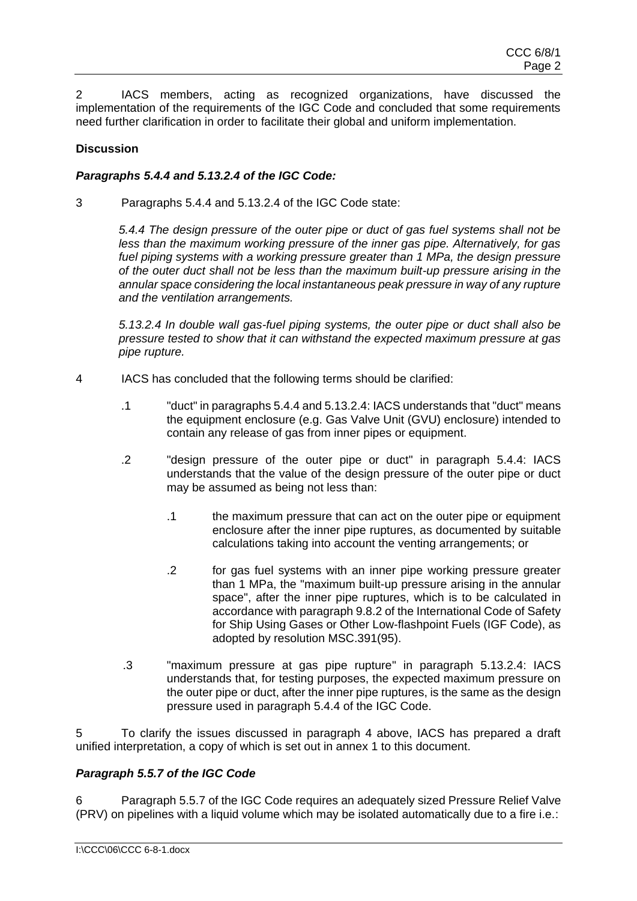2 IACS members, acting as recognized organizations, have discussed the implementation of the requirements of the IGC Code and concluded that some requirements need further clarification in order to facilitate their global and uniform implementation.

**Discussion**

***Paragraphs 5.4.4 and 5.13.2.4 of the IGC Code:***

3 Paragraphs 5.4.4 and 5.13.2.4 of the IGC Code state:

> *5.4.4 The design pressure of the outer pipe or duct of gas fuel systems shall not be less than the maximum working pressure of the inner gas pipe. Alternatively, for gas fuel piping systems with a working pressure greater than 1 MPa, the design pressure of the outer duct shall not be less than the maximum built-up pressure arising in the annular space considering the local instantaneous peak pressure in way of any rupture and the ventilation arrangements.*
>
> *5.13.2.4 In double wall gas-fuel piping systems, the outer pipe or duct shall also be pressure tested to show that it can withstand the expected maximum pressure at gas pipe rupture.*

4 IACS has concluded that the following terms should be clarified:

- .1 "duct" in paragraphs 5.4.4 and 5.13.2.4: IACS understands that "duct" means the equipment enclosure (e.g. Gas Valve Unit (GVU) enclosure) intended to contain any release of gas from inner pipes or equipment.
- .2 "design pressure of the outer pipe or duct" in paragraph 5.4.4: IACS understands that the value of the design pressure of the outer pipe or duct may be assumed as being not less than:
  - .1 the maximum pressure that can act on the outer pipe or equipment enclosure after the inner pipe ruptures, as documented by suitable calculations taking into account the venting arrangements; or
  - .2 for gas fuel systems with an inner pipe working pressure greater than 1 MPa, the "maximum built-up pressure arising in the annular space", after the inner pipe ruptures, which is to be calculated in accordance with paragraph 9.8.2 of the International Code of Safety for Ship Using Gases or Other Low-flashpoint Fuels (IGF Code), as adopted by resolution MSC.391(95).
- .3 "maximum pressure at gas pipe rupture" in paragraph 5.13.2.4: IACS understands that, for testing purposes, the expected maximum pressure on the outer pipe or duct, after the inner pipe ruptures, is the same as the design pressure used in paragraph 5.4.4 of the IGC Code.

5 To clarify the issues discussed in paragraph 4 above, IACS has prepared a draft unified interpretation, a copy of which is set out in annex 1 to this document.

***Paragraph 5.5.7 of the IGC Code***

6 Paragraph 5.5.7 of the IGC Code requires an adequately sized Pressure Relief Valve (PRV) on pipelines with a liquid volume which may be isolated automatically due to a fire i.e.: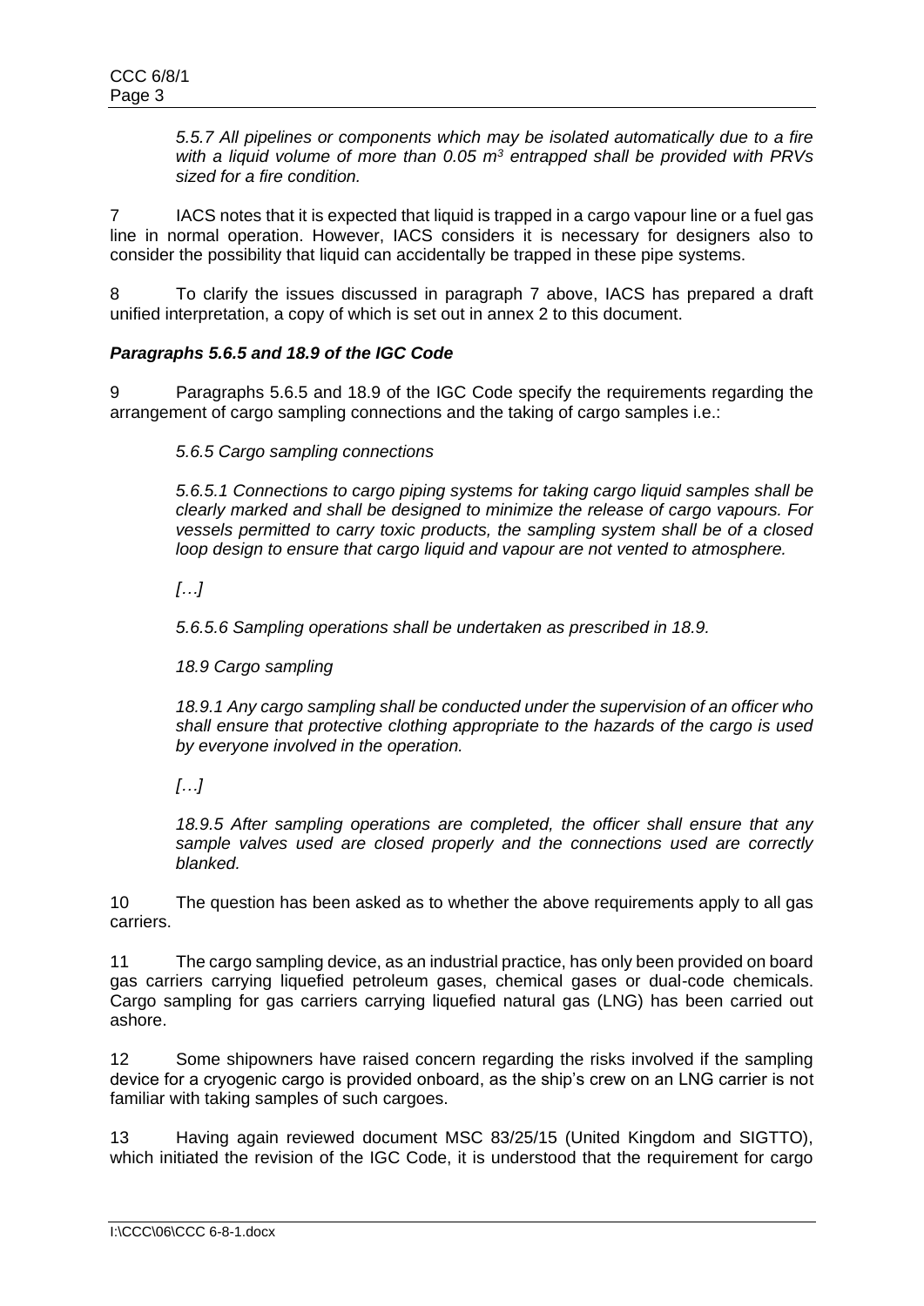*5.5.7 All pipelines or components which may be isolated automatically due to a fire with a liquid volume of more than 0.05 m$^3$ entrapped shall be provided with PRVs sized for a fire condition.*

7 IACS notes that it is expected that liquid is trapped in a cargo vapour line or a fuel gas line in normal operation. However, IACS considers it is necessary for designers also to consider the possibility that liquid can accidentally be trapped in these pipe systems.

8 To clarify the issues discussed in paragraph 7 above, IACS has prepared a draft unified interpretation, a copy of which is set out in annex 2 to this document.

### *Paragraphs 5.6.5 and 18.9 of the IGC Code*

9 Paragraphs 5.6.5 and 18.9 of the IGC Code specify the requirements regarding the arrangement of cargo sampling connections and the taking of cargo samples i.e.:

*5.6.5 Cargo sampling connections*

*5.6.5.1 Connections to cargo piping systems for taking cargo liquid samples shall be clearly marked and shall be designed to minimize the release of cargo vapours. For vessels permitted to carry toxic products, the sampling system shall be of a closed loop design to ensure that cargo liquid and vapour are not vented to atmosphere.*

*[…]*

*5.6.5.6 Sampling operations shall be undertaken as prescribed in 18.9.*

*18.9 Cargo sampling*

*18.9.1 Any cargo sampling shall be conducted under the supervision of an officer who shall ensure that protective clothing appropriate to the hazards of the cargo is used by everyone involved in the operation.*

*[…]*

*18.9.5 After sampling operations are completed, the officer shall ensure that any sample valves used are closed properly and the connections used are correctly blanked.*

10 The question has been asked as to whether the above requirements apply to all gas carriers.

11 The cargo sampling device, as an industrial practice, has only been provided on board gas carriers carrying liquefied petroleum gases, chemical gases or dual-code chemicals. Cargo sampling for gas carriers carrying liquefied natural gas (LNG) has been carried out ashore.

12 Some shipowners have raised concern regarding the risks involved if the sampling device for a cryogenic cargo is provided onboard, as the ship's crew on an LNG carrier is not familiar with taking samples of such cargoes.

13 Having again reviewed document MSC 83/25/15 (United Kingdom and SIGTTO), which initiated the revision of the IGC Code, it is understood that the requirement for cargo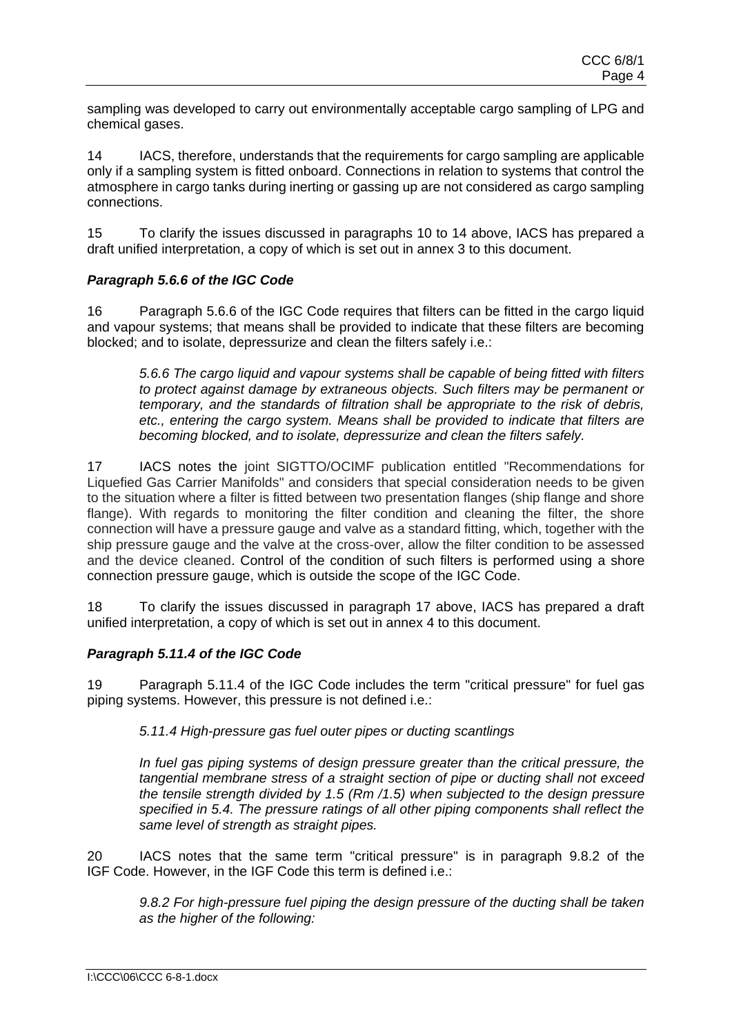sampling was developed to carry out environmentally acceptable cargo sampling of LPG and chemical gases.

14 IACS, therefore, understands that the requirements for cargo sampling are applicable only if a sampling system is fitted onboard. Connections in relation to systems that control the atmosphere in cargo tanks during inerting or gassing up are not considered as cargo sampling connections.

15 To clarify the issues discussed in paragraphs 10 to 14 above, IACS has prepared a draft unified interpretation, a copy of which is set out in annex 3 to this document.

### *Paragraph 5.6.6 of the IGC Code*

16 Paragraph 5.6.6 of the IGC Code requires that filters can be fitted in the cargo liquid and vapour systems; that means shall be provided to indicate that these filters are becoming blocked; and to isolate, depressurize and clean the filters safely i.e.:

> *5.6.6 The cargo liquid and vapour systems shall be capable of being fitted with filters to protect against damage by extraneous objects. Such filters may be permanent or temporary, and the standards of filtration shall be appropriate to the risk of debris, etc., entering the cargo system. Means shall be provided to indicate that filters are becoming blocked, and to isolate, depressurize and clean the filters safely.*

17 IACS notes the joint SIGTTO/OCIMF publication entitled "Recommendations for Liquefied Gas Carrier Manifolds" and considers that special consideration needs to be given to the situation where a filter is fitted between two presentation flanges (ship flange and shore flange). With regards to monitoring the filter condition and cleaning the filter, the shore connection will have a pressure gauge and valve as a standard fitting, which, together with the ship pressure gauge and the valve at the cross-over, allow the filter condition to be assessed and the device cleaned. Control of the condition of such filters is performed using a shore connection pressure gauge, which is outside the scope of the IGC Code.

18 To clarify the issues discussed in paragraph 17 above, IACS has prepared a draft unified interpretation, a copy of which is set out in annex 4 to this document.

### *Paragraph 5.11.4 of the IGC Code*

19 Paragraph 5.11.4 of the IGC Code includes the term "critical pressure" for fuel gas piping systems. However, this pressure is not defined i.e.:

> *5.11.4 High-pressure gas fuel outer pipes or ducting scantlings*
>
> *In fuel gas piping systems of design pressure greater than the critical pressure, the tangential membrane stress of a straight section of pipe or ducting shall not exceed the tensile strength divided by 1.5 (Rm /1.5) when subjected to the design pressure specified in 5.4. The pressure ratings of all other piping components shall reflect the same level of strength as straight pipes.*

20 IACS notes that the same term "critical pressure" is in paragraph 9.8.2 of the IGF Code. However, in the IGF Code this term is defined i.e.:

> *9.8.2 For high-pressure fuel piping the design pressure of the ducting shall be taken as the higher of the following:*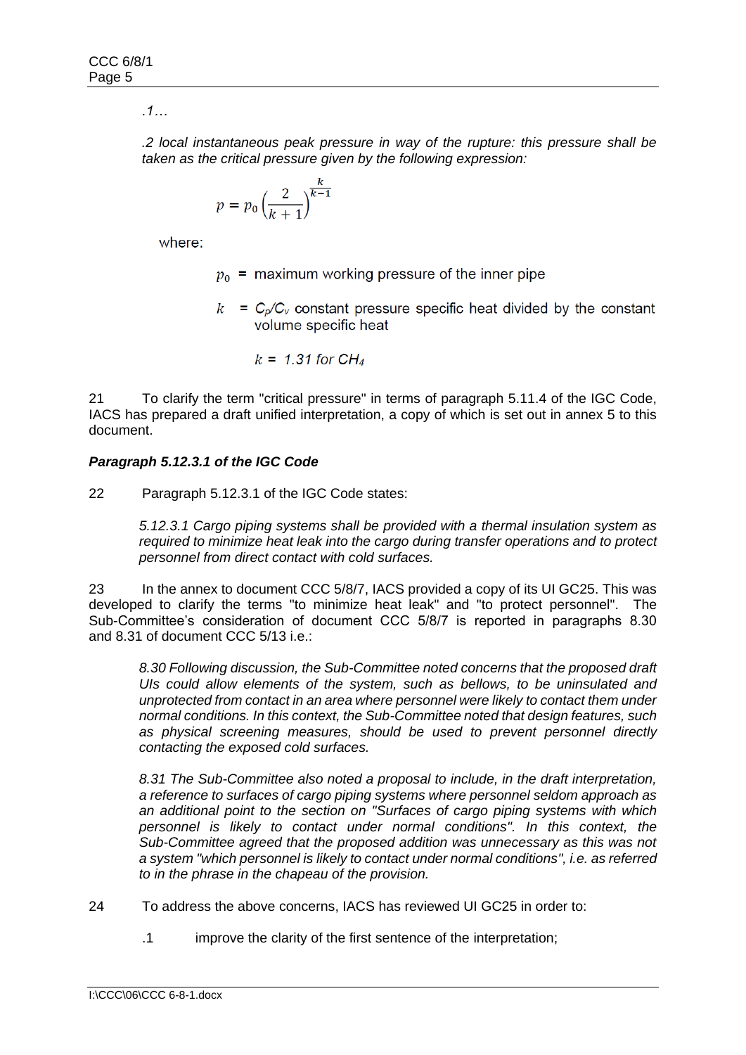*.1…*

*.2 local instantaneous peak pressure in way of the rupture: this pressure shall be taken as the critical pressure given by the following expression:*

$$p = p_0 \left( \frac{2}{k+1} \right)^{\frac{k}{k-1}}$$

where:

$p_0$ = maximum working pressure of the inner pipe

$k$ = $C_p/C_v$ constant pressure specific heat divided by the constant volume specific heat

*$k$ = 1.31 for $CH_4$*

21 To clarify the term "critical pressure" in terms of paragraph 5.11.4 of the IGC Code, IACS has prepared a draft unified interpretation, a copy of which is set out in annex 5 to this document.

***Paragraph 5.12.3.1 of the IGC Code***

22 Paragraph 5.12.3.1 of the IGC Code states:

*5.12.3.1 Cargo piping systems shall be provided with a thermal insulation system as required to minimize heat leak into the cargo during transfer operations and to protect personnel from direct contact with cold surfaces.*

23 In the annex to document CCC 5/8/7, IACS provided a copy of its UI GC25. This was developed to clarify the terms "to minimize heat leak" and "to protect personnel". The Sub-Committee's consideration of document CCC 5/8/7 is reported in paragraphs 8.30 and 8.31 of document CCC 5/13 i.e.:

*8.30 Following discussion, the Sub-Committee noted concerns that the proposed draft UIs could allow elements of the system, such as bellows, to be uninsulated and unprotected from contact in an area where personnel were likely to contact them under normal conditions. In this context, the Sub-Committee noted that design features, such as physical screening measures, should be used to prevent personnel directly contacting the exposed cold surfaces.*

*8.31 The Sub-Committee also noted a proposal to include, in the draft interpretation, a reference to surfaces of cargo piping systems where personnel seldom approach as an additional point to the section on "Surfaces of cargo piping systems with which personnel is likely to contact under normal conditions". In this context, the Sub-Committee agreed that the proposed addition was unnecessary as this was not a system "which personnel is likely to contact under normal conditions", i.e. as referred to in the phrase in the chapeau of the provision.*

24 To address the above concerns, IACS has reviewed UI GC25 in order to:

.1 improve the clarity of the first sentence of the interpretation;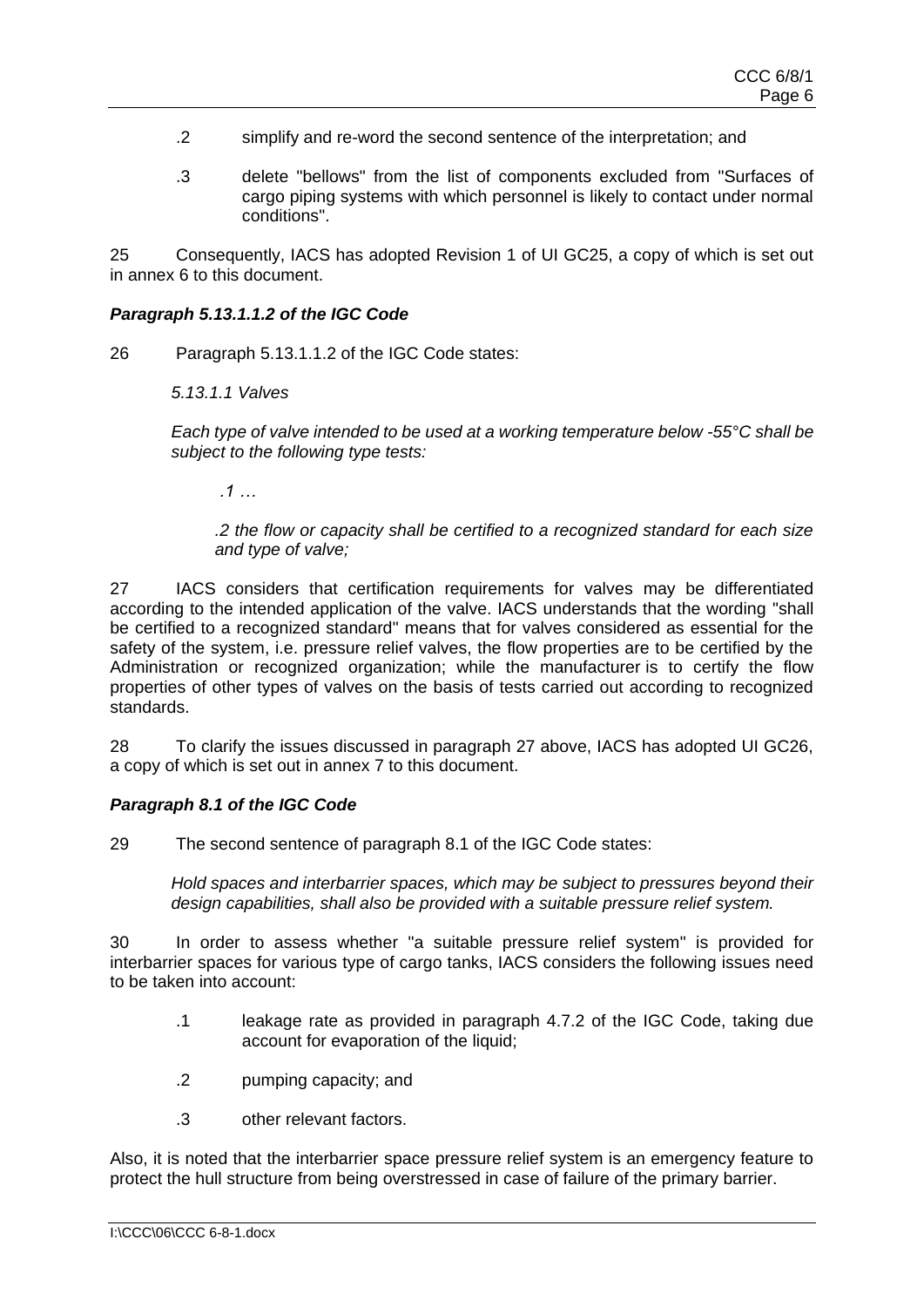.2 simplify and re-word the second sentence of the interpretation; and

.3 delete "bellows" from the list of components excluded from "Surfaces of cargo piping systems with which personnel is likely to contact under normal conditions".

25 Consequently, IACS has adopted Revision 1 of UI GC25, a copy of which is set out in annex 6 to this document.

***Paragraph 5.13.1.1.2 of the IGC Code***

26 Paragraph 5.13.1.1.2 of the IGC Code states:

> *5.13.1.1 Valves*
>
> *Each type of valve intended to be used at a working temperature below -55°C shall be subject to the following type tests:*
>
> *.1 …*
>
> *.2 the flow or capacity shall be certified to a recognized standard for each size and type of valve;*

27 IACS considers that certification requirements for valves may be differentiated according to the intended application of the valve. IACS understands that the wording "shall be certified to a recognized standard" means that for valves considered as essential for the safety of the system, i.e. pressure relief valves, the flow properties are to be certified by the Administration or recognized organization; while the manufacturer is to certify the flow properties of other types of valves on the basis of tests carried out according to recognized standards.

28 To clarify the issues discussed in paragraph 27 above, IACS has adopted UI GC26, a copy of which is set out in annex 7 to this document.

***Paragraph 8.1 of the IGC Code***

29 The second sentence of paragraph 8.1 of the IGC Code states:

> *Hold spaces and interbarrier spaces, which may be subject to pressures beyond their design capabilities, shall also be provided with a suitable pressure relief system.*

30 In order to assess whether "a suitable pressure relief system" is provided for interbarrier spaces for various type of cargo tanks, IACS considers the following issues need to be taken into account:

.1 leakage rate as provided in paragraph 4.7.2 of the IGC Code, taking due account for evaporation of the liquid;

.2 pumping capacity; and

.3 other relevant factors.

Also, it is noted that the interbarrier space pressure relief system is an emergency feature to protect the hull structure from being overstressed in case of failure of the primary barrier.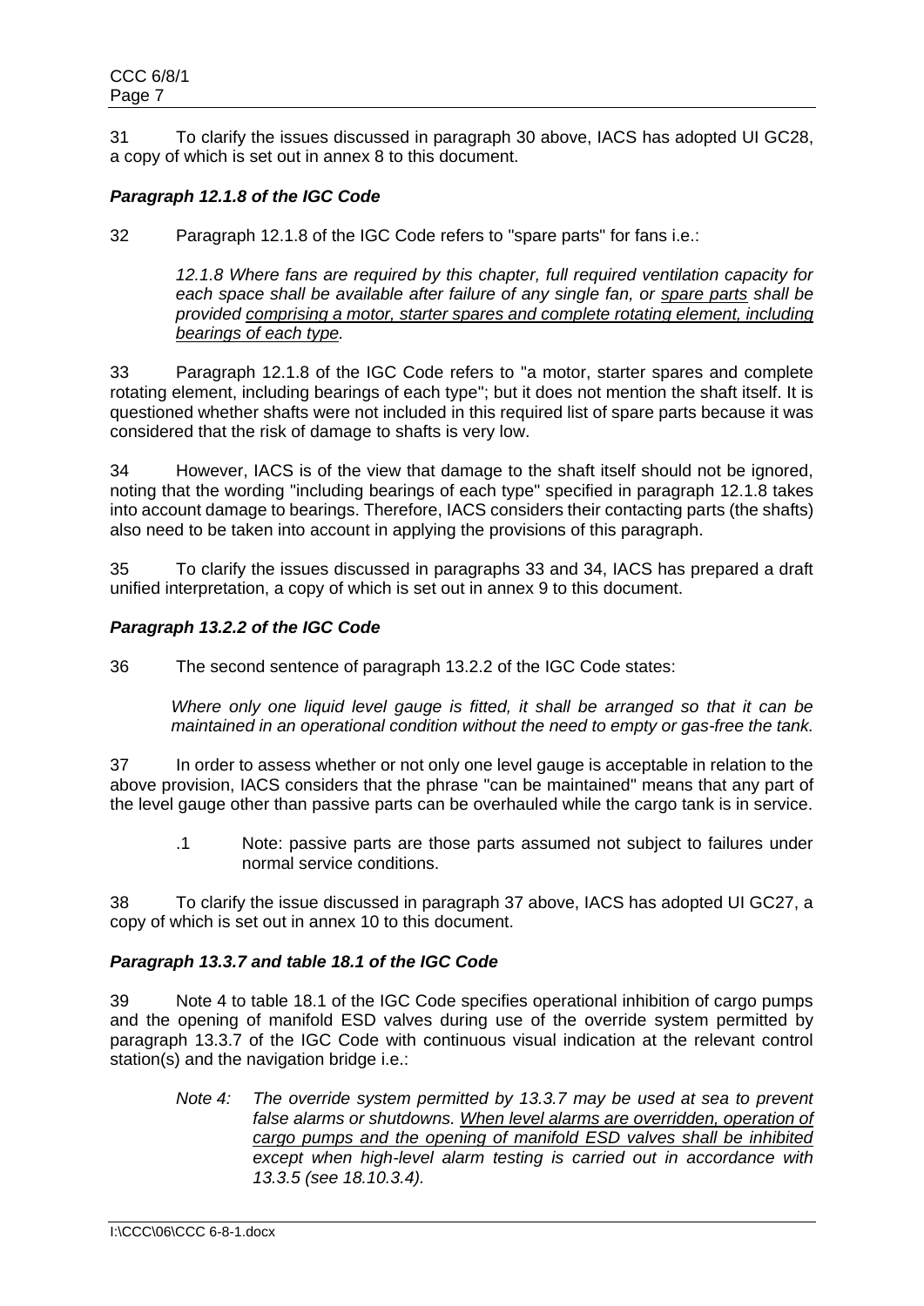31 To clarify the issues discussed in paragraph 30 above, IACS has adopted UI GC28, a copy of which is set out in annex 8 to this document.

### *Paragraph 12.1.8 of the IGC Code*

32 Paragraph 12.1.8 of the IGC Code refers to "spare parts" for fans i.e.:

> *12.1.8 Where fans are required by this chapter, full required ventilation capacity for each space shall be available after failure of any single fan, or <u>spare parts</u> shall be provided <u>comprising a motor, starter spares and complete rotating element, including bearings of each type</u>.*

33 Paragraph 12.1.8 of the IGC Code refers to "a motor, starter spares and complete rotating element, including bearings of each type"; but it does not mention the shaft itself. It is questioned whether shafts were not included in this required list of spare parts because it was considered that the risk of damage to shafts is very low.

34 However, IACS is of the view that damage to the shaft itself should not be ignored, noting that the wording "including bearings of each type" specified in paragraph 12.1.8 takes into account damage to bearings. Therefore, IACS considers their contacting parts (the shafts) also need to be taken into account in applying the provisions of this paragraph.

35 To clarify the issues discussed in paragraphs 33 and 34, IACS has prepared a draft unified interpretation, a copy of which is set out in annex 9 to this document.

### *Paragraph 13.2.2 of the IGC Code*

36 The second sentence of paragraph 13.2.2 of the IGC Code states:

> *Where only one liquid level gauge is fitted, it shall be arranged so that it can be maintained in an operational condition without the need to empty or gas-free the tank.*

37 In order to assess whether or not only one level gauge is acceptable in relation to the above provision, IACS considers that the phrase "can be maintained" means that any part of the level gauge other than passive parts can be overhauled while the cargo tank is in service.

> .1 Note: passive parts are those parts assumed not subject to failures under normal service conditions.

38 To clarify the issue discussed in paragraph 37 above, IACS has adopted UI GC27, a copy of which is set out in annex 10 to this document.

### *Paragraph 13.3.7 and table 18.1 of the IGC Code*

39 Note 4 to table 18.1 of the IGC Code specifies operational inhibition of cargo pumps and the opening of manifold ESD valves during use of the override system permitted by paragraph 13.3.7 of the IGC Code with continuous visual indication at the relevant control station(s) and the navigation bridge i.e.:

> *Note 4: The override system permitted by 13.3.7 may be used at sea to prevent false alarms or shutdowns. <u>When level alarms are overridden, operation of cargo pumps and the opening of manifold ESD valves shall be inhibited</u> except when high-level alarm testing is carried out in accordance with 13.3.5 (see 18.10.3.4).*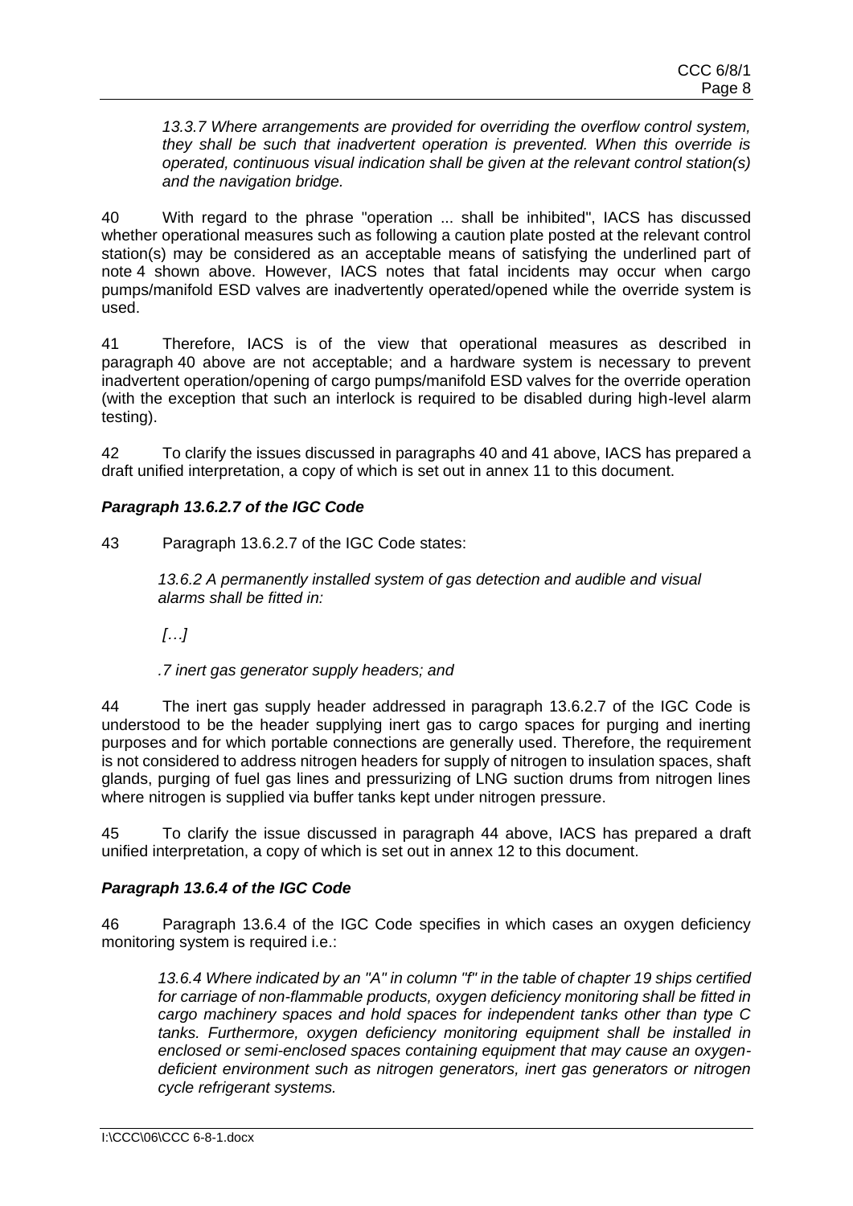*13.3.7 Where arrangements are provided for overriding the overflow control system, they shall be such that inadvertent operation is prevented. When this override is operated, continuous visual indication shall be given at the relevant control station(s) and the navigation bridge.*

40 With regard to the phrase "operation ... shall be inhibited", IACS has discussed whether operational measures such as following a caution plate posted at the relevant control station(s) may be considered as an acceptable means of satisfying the underlined part of note 4 shown above. However, IACS notes that fatal incidents may occur when cargo pumps/manifold ESD valves are inadvertently operated/opened while the override system is used.

41 Therefore, IACS is of the view that operational measures as described in paragraph 40 above are not acceptable; and a hardware system is necessary to prevent inadvertent operation/opening of cargo pumps/manifold ESD valves for the override operation (with the exception that such an interlock is required to be disabled during high-level alarm testing).

42 To clarify the issues discussed in paragraphs 40 and 41 above, IACS has prepared a draft unified interpretation, a copy of which is set out in annex 11 to this document.

***Paragraph 13.6.2.7 of the IGC Code***

43 Paragraph 13.6.2.7 of the IGC Code states:

*13.6.2 A permanently installed system of gas detection and audible and visual alarms shall be fitted in:*

*[…]*

*.7 inert gas generator supply headers; and*

44 The inert gas supply header addressed in paragraph 13.6.2.7 of the IGC Code is understood to be the header supplying inert gas to cargo spaces for purging and inerting purposes and for which portable connections are generally used. Therefore, the requirement is not considered to address nitrogen headers for supply of nitrogen to insulation spaces, shaft glands, purging of fuel gas lines and pressurizing of LNG suction drums from nitrogen lines where nitrogen is supplied via buffer tanks kept under nitrogen pressure.

45 To clarify the issue discussed in paragraph 44 above, IACS has prepared a draft unified interpretation, a copy of which is set out in annex 12 to this document.

***Paragraph 13.6.4 of the IGC Code***

46 Paragraph 13.6.4 of the IGC Code specifies in which cases an oxygen deficiency monitoring system is required i.e.:

*13.6.4 Where indicated by an "A" in column "f" in the table of chapter 19 ships certified for carriage of non-flammable products, oxygen deficiency monitoring shall be fitted in cargo machinery spaces and hold spaces for independent tanks other than type C tanks. Furthermore, oxygen deficiency monitoring equipment shall be installed in enclosed or semi-enclosed spaces containing equipment that may cause an oxygen-deficient environment such as nitrogen generators, inert gas generators or nitrogen cycle refrigerant systems.*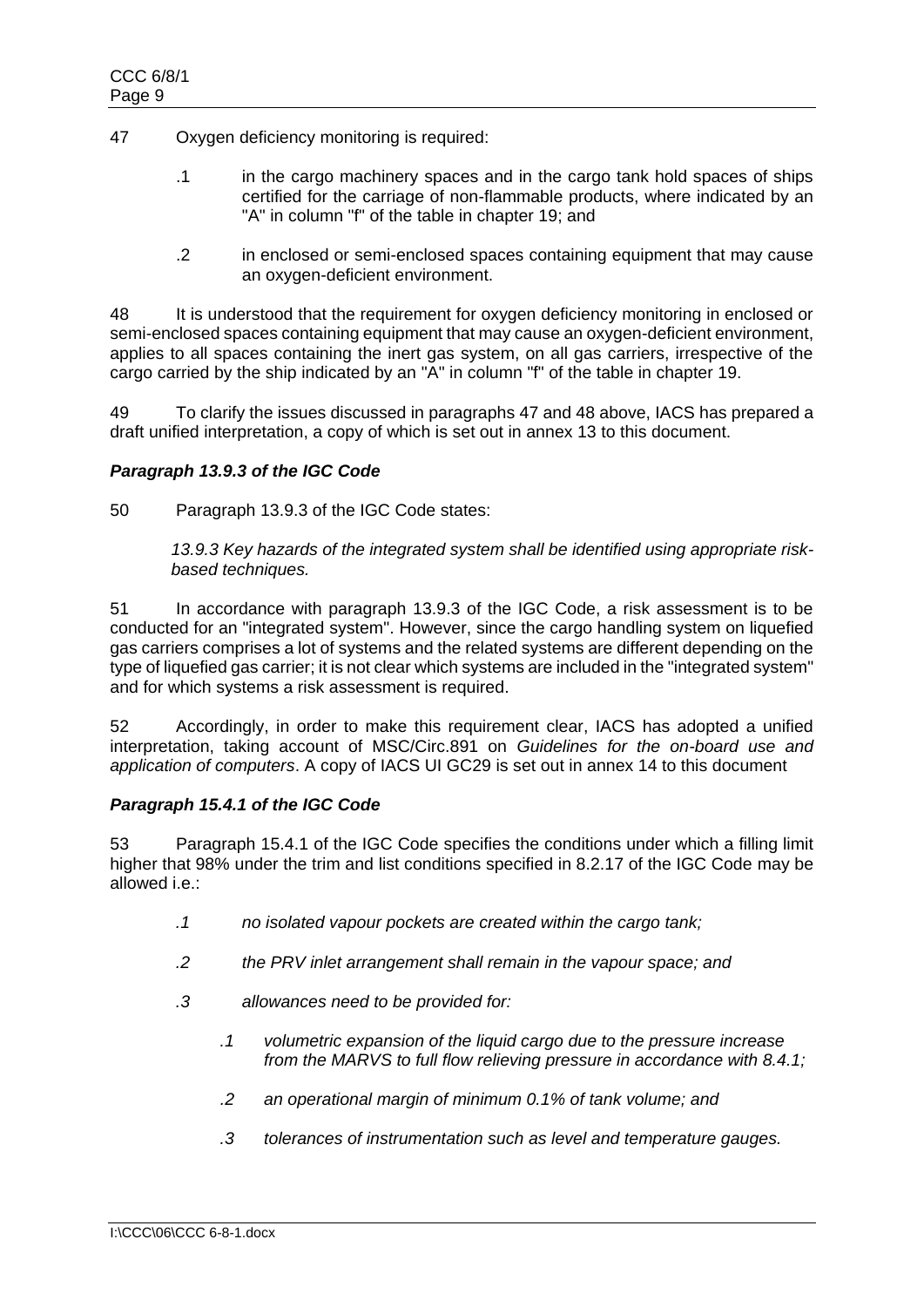47 Oxygen deficiency monitoring is required:

.1 in the cargo machinery spaces and in the cargo tank hold spaces of ships certified for the carriage of non-flammable products, where indicated by an "A" in column "f" of the table in chapter 19; and

.2 in enclosed or semi-enclosed spaces containing equipment that may cause an oxygen-deficient environment.

48 It is understood that the requirement for oxygen deficiency monitoring in enclosed or semi-enclosed spaces containing equipment that may cause an oxygen-deficient environment, applies to all spaces containing the inert gas system, on all gas carriers, irrespective of the cargo carried by the ship indicated by an "A" in column "f" of the table in chapter 19.

49 To clarify the issues discussed in paragraphs 47 and 48 above, IACS has prepared a draft unified interpretation, a copy of which is set out in annex 13 to this document.

### *Paragraph 13.9.3 of the IGC Code*

50 Paragraph 13.9.3 of the IGC Code states:

*13.9.3 Key hazards of the integrated system shall be identified using appropriate risk-based techniques.*

51 In accordance with paragraph 13.9.3 of the IGC Code, a risk assessment is to be conducted for an "integrated system". However, since the cargo handling system on liquefied gas carriers comprises a lot of systems and the related systems are different depending on the type of liquefied gas carrier; it is not clear which systems are included in the "integrated system" and for which systems a risk assessment is required.

52 Accordingly, in order to make this requirement clear, IACS has adopted a unified interpretation, taking account of MSC/Circ.891 on *Guidelines for the on-board use and application of computers*. A copy of IACS UI GC29 is set out in annex 14 to this document

### *Paragraph 15.4.1 of the IGC Code*

53 Paragraph 15.4.1 of the IGC Code specifies the conditions under which a filling limit higher that 98% under the trim and list conditions specified in 8.2.17 of the IGC Code may be allowed i.e.:

*.1 no isolated vapour pockets are created within the cargo tank;*

*.2 the PRV inlet arrangement shall remain in the vapour space; and*

*.3 allowances need to be provided for:*

*.1 volumetric expansion of the liquid cargo due to the pressure increase from the MARVS to full flow relieving pressure in accordance with 8.4.1;*

*.2 an operational margin of minimum 0.1% of tank volume; and*

*.3 tolerances of instrumentation such as level and temperature gauges.*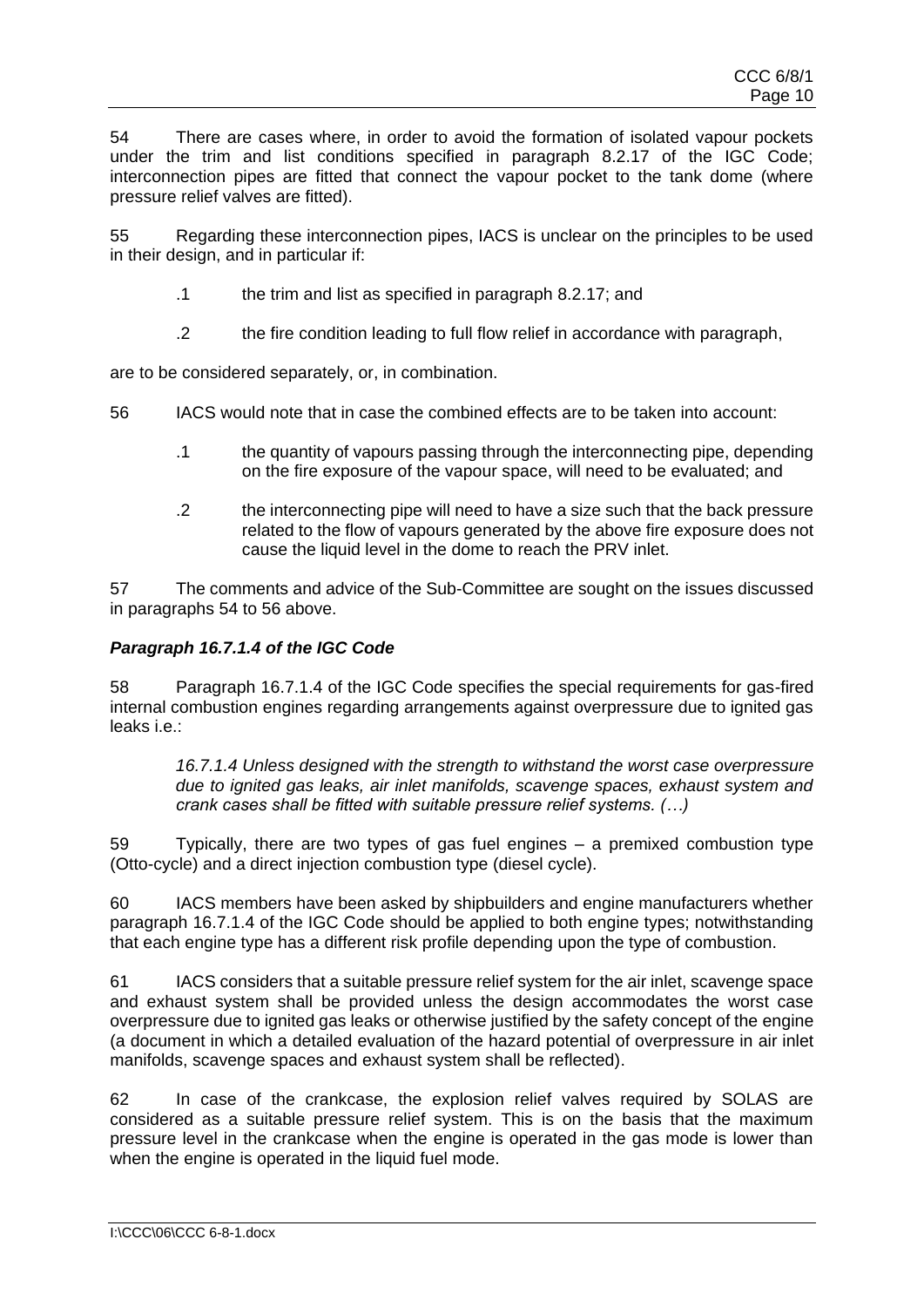54 There are cases where, in order to avoid the formation of isolated vapour pockets under the trim and list conditions specified in paragraph 8.2.17 of the IGC Code; interconnection pipes are fitted that connect the vapour pocket to the tank dome (where pressure relief valves are fitted).

55 Regarding these interconnection pipes, IACS is unclear on the principles to be used in their design, and in particular if:

.1 the trim and list as specified in paragraph 8.2.17; and

.2 the fire condition leading to full flow relief in accordance with paragraph,

are to be considered separately, or, in combination.

56 IACS would note that in case the combined effects are to be taken into account:

.1 the quantity of vapours passing through the interconnecting pipe, depending on the fire exposure of the vapour space, will need to be evaluated; and

.2 the interconnecting pipe will need to have a size such that the back pressure related to the flow of vapours generated by the above fire exposure does not cause the liquid level in the dome to reach the PRV inlet.

57 The comments and advice of the Sub-Committee are sought on the issues discussed in paragraphs 54 to 56 above.

### *Paragraph 16.7.1.4 of the IGC Code*

58 Paragraph 16.7.1.4 of the IGC Code specifies the special requirements for gas-fired internal combustion engines regarding arrangements against overpressure due to ignited gas leaks i.e.:

> *16.7.1.4 Unless designed with the strength to withstand the worst case overpressure due to ignited gas leaks, air inlet manifolds, scavenge spaces, exhaust system and crank cases shall be fitted with suitable pressure relief systems. (…)*

59 Typically, there are two types of gas fuel engines – a premixed combustion type (Otto-cycle) and a direct injection combustion type (diesel cycle).

60 IACS members have been asked by shipbuilders and engine manufacturers whether paragraph 16.7.1.4 of the IGC Code should be applied to both engine types; notwithstanding that each engine type has a different risk profile depending upon the type of combustion.

61 IACS considers that a suitable pressure relief system for the air inlet, scavenge space and exhaust system shall be provided unless the design accommodates the worst case overpressure due to ignited gas leaks or otherwise justified by the safety concept of the engine (a document in which a detailed evaluation of the hazard potential of overpressure in air inlet manifolds, scavenge spaces and exhaust system shall be reflected).

62 In case of the crankcase, the explosion relief valves required by SOLAS are considered as a suitable pressure relief system. This is on the basis that the maximum pressure level in the crankcase when the engine is operated in the gas mode is lower than when the engine is operated in the liquid fuel mode.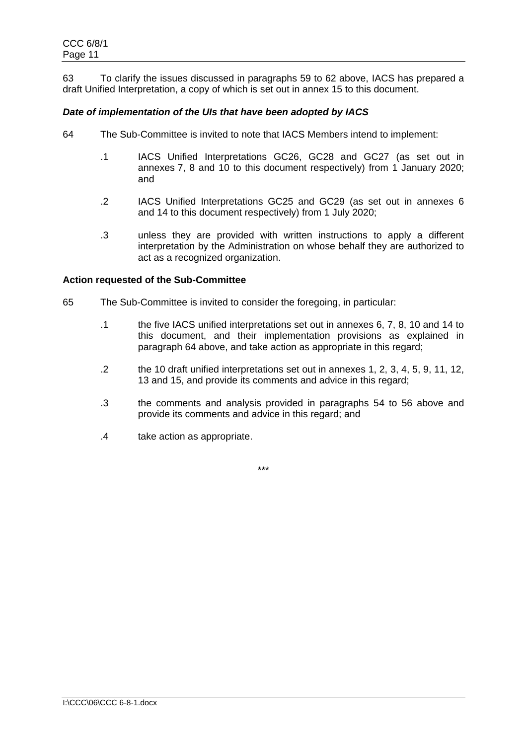63 To clarify the issues discussed in paragraphs 59 to 62 above, IACS has prepared a draft Unified Interpretation, a copy of which is set out in annex 15 to this document.

***Date of implementation of the UIs that have been adopted by IACS***

64 The Sub-Committee is invited to note that IACS Members intend to implement:

.1 IACS Unified Interpretations GC26, GC28 and GC27 (as set out in annexes 7, 8 and 10 to this document respectively) from 1 January 2020; and

.2 IACS Unified Interpretations GC25 and GC29 (as set out in annexes 6 and 14 to this document respectively) from 1 July 2020;

.3 unless they are provided with written instructions to apply a different interpretation by the Administration on whose behalf they are authorized to act as a recognized organization.

**Action requested of the Sub-Committee**

65 The Sub-Committee is invited to consider the foregoing, in particular:

.1 the five IACS unified interpretations set out in annexes 6, 7, 8, 10 and 14 to this document, and their implementation provisions as explained in paragraph 64 above, and take action as appropriate in this regard;

.2 the 10 draft unified interpretations set out in annexes 1, 2, 3, 4, 5, 9, 11, 12, 13 and 15, and provide its comments and advice in this regard;

.3 the comments and analysis provided in paragraphs 54 to 56 above and provide its comments and advice in this regard; and

.4 take action as appropriate.

***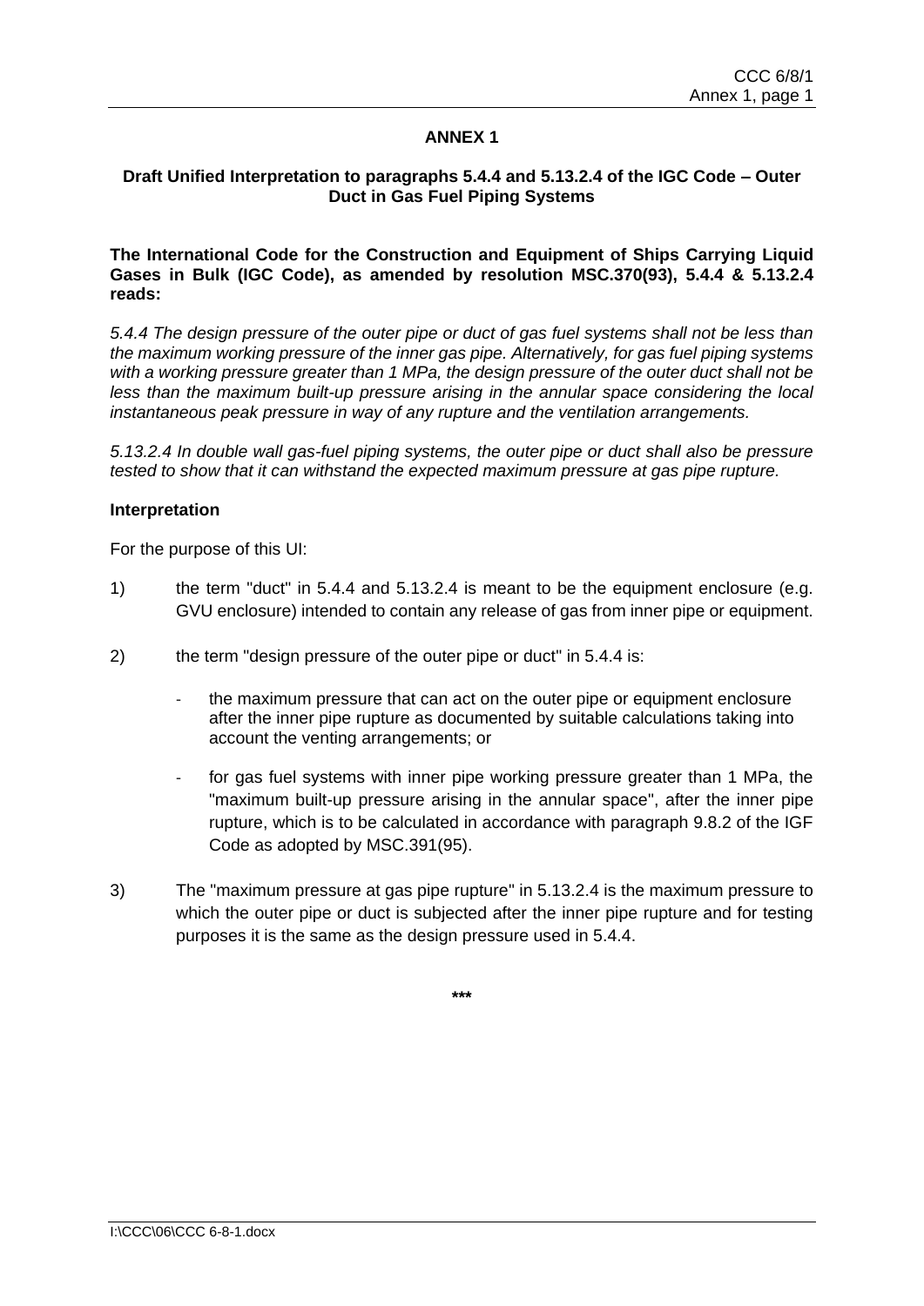# ANNEX 1

## Draft Unified Interpretation to paragraphs 5.4.4 and 5.13.2.4 of the IGC Code – Outer Duct in Gas Fuel Piping Systems

**The International Code for the Construction and Equipment of Ships Carrying Liquid Gases in Bulk (IGC Code), as amended by resolution MSC.370(93), 5.4.4 & 5.13.2.4 reads:**

*5.4.4 The design pressure of the outer pipe or duct of gas fuel systems shall not be less than the maximum working pressure of the inner gas pipe. Alternatively, for gas fuel piping systems with a working pressure greater than 1 MPa, the design pressure of the outer duct shall not be less than the maximum built-up pressure arising in the annular space considering the local instantaneous peak pressure in way of any rupture and the ventilation arrangements.*

*5.13.2.4 In double wall gas-fuel piping systems, the outer pipe or duct shall also be pressure tested to show that it can withstand the expected maximum pressure at gas pipe rupture.*

**Interpretation**

For the purpose of this UI:

1) the term "duct" in 5.4.4 and 5.13.2.4 is meant to be the equipment enclosure (e.g. GVU enclosure) intended to contain any release of gas from inner pipe or equipment.

2) the term "design pressure of the outer pipe or duct" in 5.4.4 is:

   - the maximum pressure that can act on the outer pipe or equipment enclosure after the inner pipe rupture as documented by suitable calculations taking into account the venting arrangements; or

   - for gas fuel systems with inner pipe working pressure greater than 1 MPa, the "maximum built-up pressure arising in the annular space", after the inner pipe rupture, which is to be calculated in accordance with paragraph 9.8.2 of the IGF Code as adopted by MSC.391(95).

3) The "maximum pressure at gas pipe rupture" in 5.13.2.4 is the maximum pressure to which the outer pipe or duct is subjected after the inner pipe rupture and for testing purposes it is the same as the design pressure used in 5.4.4.

***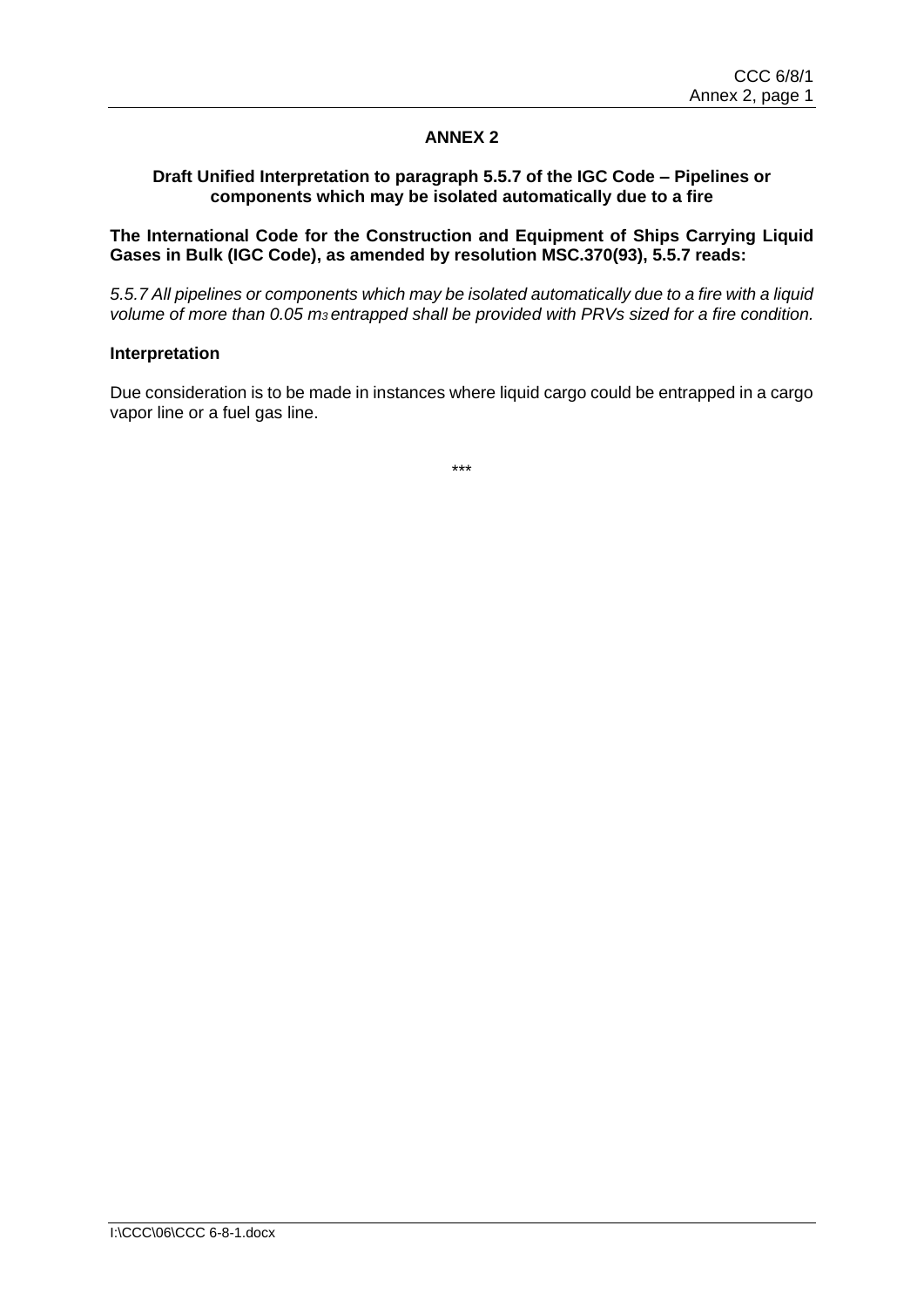# ANNEX 2

## Draft Unified Interpretation to paragraph 5.5.7 of the IGC Code – Pipelines or components which may be isolated automatically due to a fire

**The International Code for the Construction and Equipment of Ships Carrying Liquid Gases in Bulk (IGC Code), as amended by resolution MSC.370(93), 5.5.7 reads:**

*5.5.7 All pipelines or components which may be isolated automatically due to a fire with a liquid volume of more than 0.05 $m^3$ entrapped shall be provided with PRVs sized for a fire condition.*

**Interpretation**

Due consideration is to be made in instances where liquid cargo could be entrapped in a cargo vapor line or a fuel gas line.

\*\*\*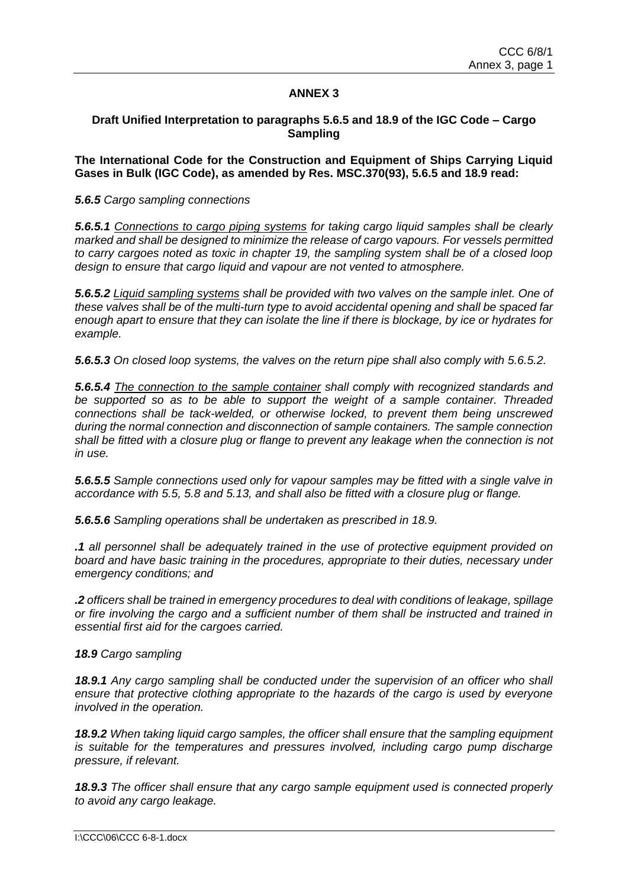## ANNEX 3

### Draft Unified Interpretation to paragraphs 5.6.5 and 18.9 of the IGC Code – Cargo Sampling

**The International Code for the Construction and Equipment of Ships Carrying Liquid Gases in Bulk (IGC Code), as amended by Res. MSC.370(93), 5.6.5 and 18.9 read:**

***5.6.5*** *Cargo sampling connections*

***5.6.5.1*** *<u>Connections to cargo piping systems</u> for taking cargo liquid samples shall be clearly marked and shall be designed to minimize the release of cargo vapours. For vessels permitted to carry cargoes noted as toxic in chapter 19, the sampling system shall be of a closed loop design to ensure that cargo liquid and vapour are not vented to atmosphere.*

***5.6.5.2*** *<u>Liquid sampling systems</u> shall be provided with two valves on the sample inlet. One of these valves shall be of the multi-turn type to avoid accidental opening and shall be spaced far enough apart to ensure that they can isolate the line if there is blockage, by ice or hydrates for example.*

***5.6.5.3*** *On closed loop systems, the valves on the return pipe shall also comply with 5.6.5.2.*

***5.6.5.4*** *<u>The connection to the sample container</u> shall comply with recognized standards and be supported so as to be able to support the weight of a sample container. Threaded connections shall be tack-welded, or otherwise locked, to prevent them being unscrewed during the normal connection and disconnection of sample containers. The sample connection shall be fitted with a closure plug or flange to prevent any leakage when the connection is not in use.*

***5.6.5.5*** *Sample connections used only for vapour samples may be fitted with a single valve in accordance with 5.5, 5.8 and 5.13, and shall also be fitted with a closure plug or flange.*

***5.6.5.6*** *Sampling operations shall be undertaken as prescribed in 18.9.*

***.1*** *all personnel shall be adequately trained in the use of protective equipment provided on board and have basic training in the procedures, appropriate to their duties, necessary under emergency conditions; and*

***.2*** *officers shall be trained in emergency procedures to deal with conditions of leakage, spillage or fire involving the cargo and a sufficient number of them shall be instructed and trained in essential first aid for the cargoes carried.*

***18.9*** *Cargo sampling*

***18.9.1*** *Any cargo sampling shall be conducted under the supervision of an officer who shall ensure that protective clothing appropriate to the hazards of the cargo is used by everyone involved in the operation.*

***18.9.2*** *When taking liquid cargo samples, the officer shall ensure that the sampling equipment is suitable for the temperatures and pressures involved, including cargo pump discharge pressure, if relevant.*

***18.9.3*** *The officer shall ensure that any cargo sample equipment used is connected properly to avoid any cargo leakage.*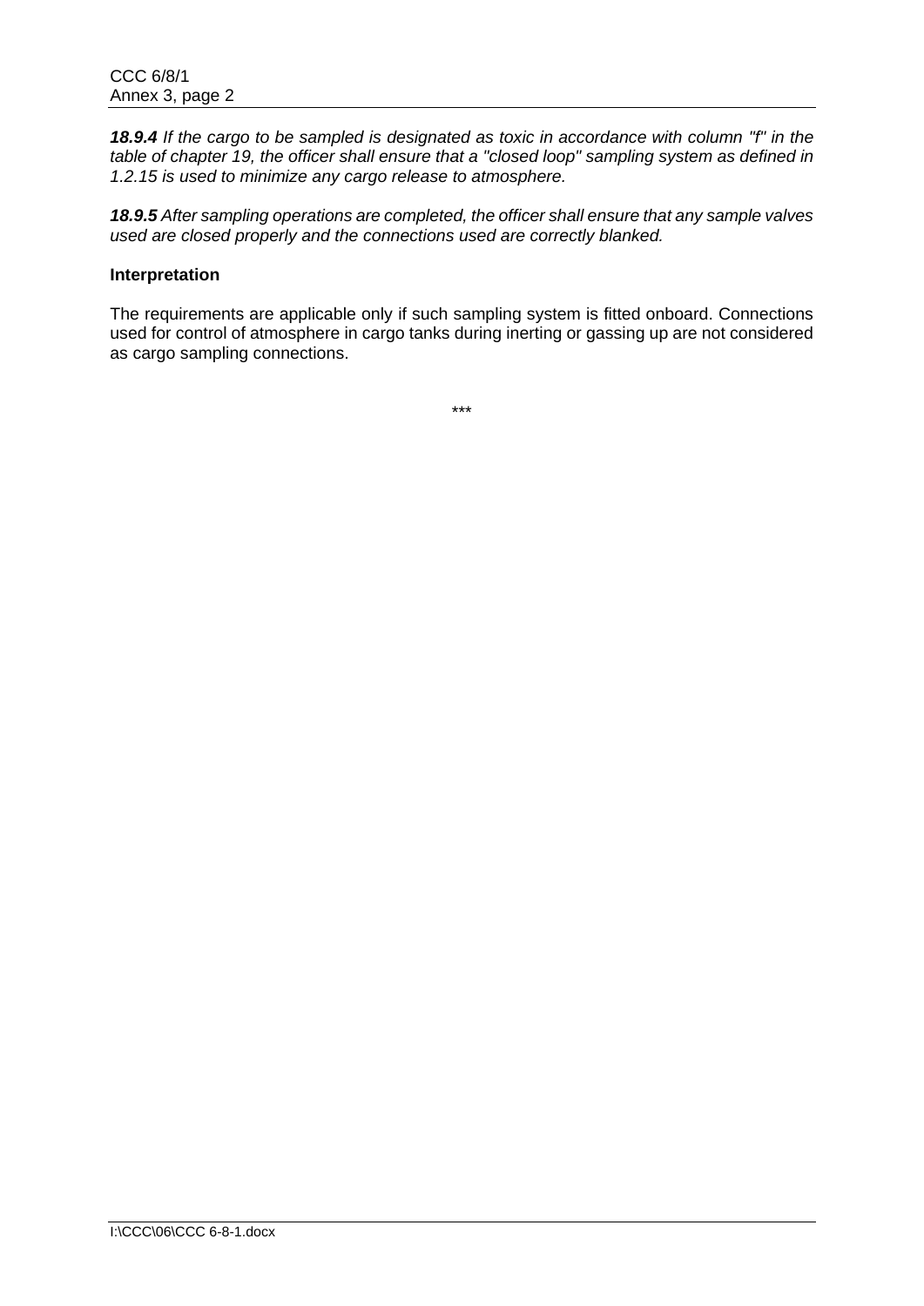***18.9.4*** *If the cargo to be sampled is designated as toxic in accordance with column "f" in the table of chapter 19, the officer shall ensure that a "closed loop" sampling system as defined in 1.2.15 is used to minimize any cargo release to atmosphere.*

***18.9.5*** *After sampling operations are completed, the officer shall ensure that any sample valves used are closed properly and the connections used are correctly blanked.*

**Interpretation**

The requirements are applicable only if such sampling system is fitted onboard. Connections used for control of atmosphere in cargo tanks during inerting or gassing up are not considered as cargo sampling connections.

***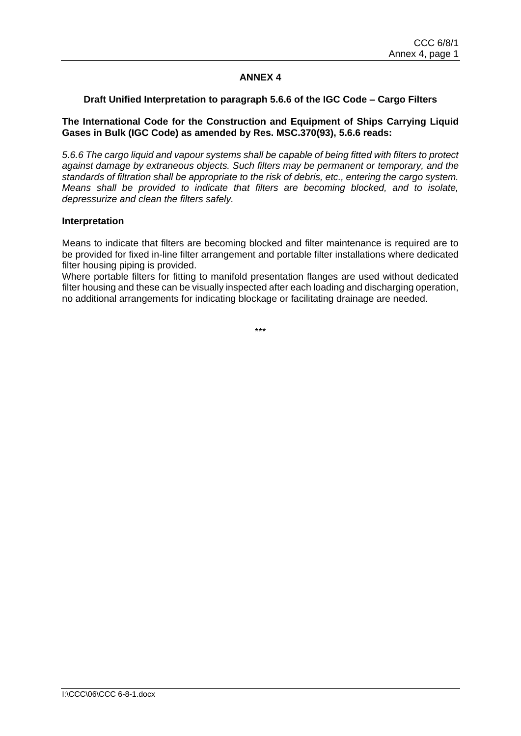## ANNEX 4

### Draft Unified Interpretation to paragraph 5.6.6 of the IGC Code – Cargo Filters

**The International Code for the Construction and Equipment of Ships Carrying Liquid Gases in Bulk (IGC Code) as amended by Res. MSC.370(93), 5.6.6 reads:**

*5.6.6 The cargo liquid and vapour systems shall be capable of being fitted with filters to protect against damage by extraneous objects. Such filters may be permanent or temporary, and the standards of filtration shall be appropriate to the risk of debris, etc., entering the cargo system. Means shall be provided to indicate that filters are becoming blocked, and to isolate, depressurize and clean the filters safely.*

**Interpretation**

Means to indicate that filters are becoming blocked and filter maintenance is required are to be provided for fixed in-line filter arrangement and portable filter installations where dedicated filter housing piping is provided.

Where portable filters for fitting to manifold presentation flanges are used without dedicated filter housing and these can be visually inspected after each loading and discharging operation, no additional arrangements for indicating blockage or facilitating drainage are needed.

***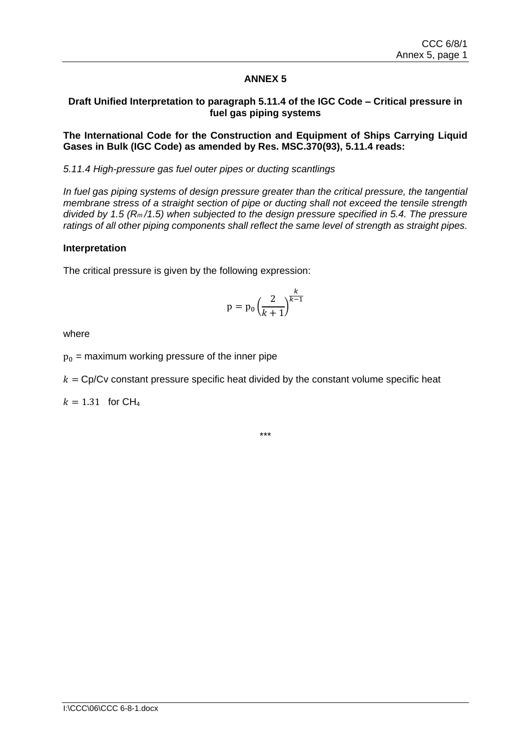# ANNEX 5

## Draft Unified Interpretation to paragraph 5.11.4 of the IGC Code – Critical pressure in fuel gas piping systems

**The International Code for the Construction and Equipment of Ships Carrying Liquid Gases in Bulk (IGC Code) as amended by Res. MSC.370(93), 5.11.4 reads:**

*5.11.4 High-pressure gas fuel outer pipes or ducting scantlings*

*In fuel gas piping systems of design pressure greater than the critical pressure, the tangential membrane stress of a straight section of pipe or ducting shall not exceed the tensile strength divided by 1.5 ($R_m$/1.5) when subjected to the design pressure specified in 5.4. The pressure ratings of all other piping components shall reflect the same level of strength as straight pipes.*

**Interpretation**

The critical pressure is given by the following expression:

$$p = p_0 \left(\frac{2}{k+1}\right)^{\frac{k}{k-1}}$$

where

$p_0$ = maximum working pressure of the inner pipe

$k$ = Cp/Cv constant pressure specific heat divided by the constant volume specific heat

$k = 1.31$ for $CH_4$

\*\*\*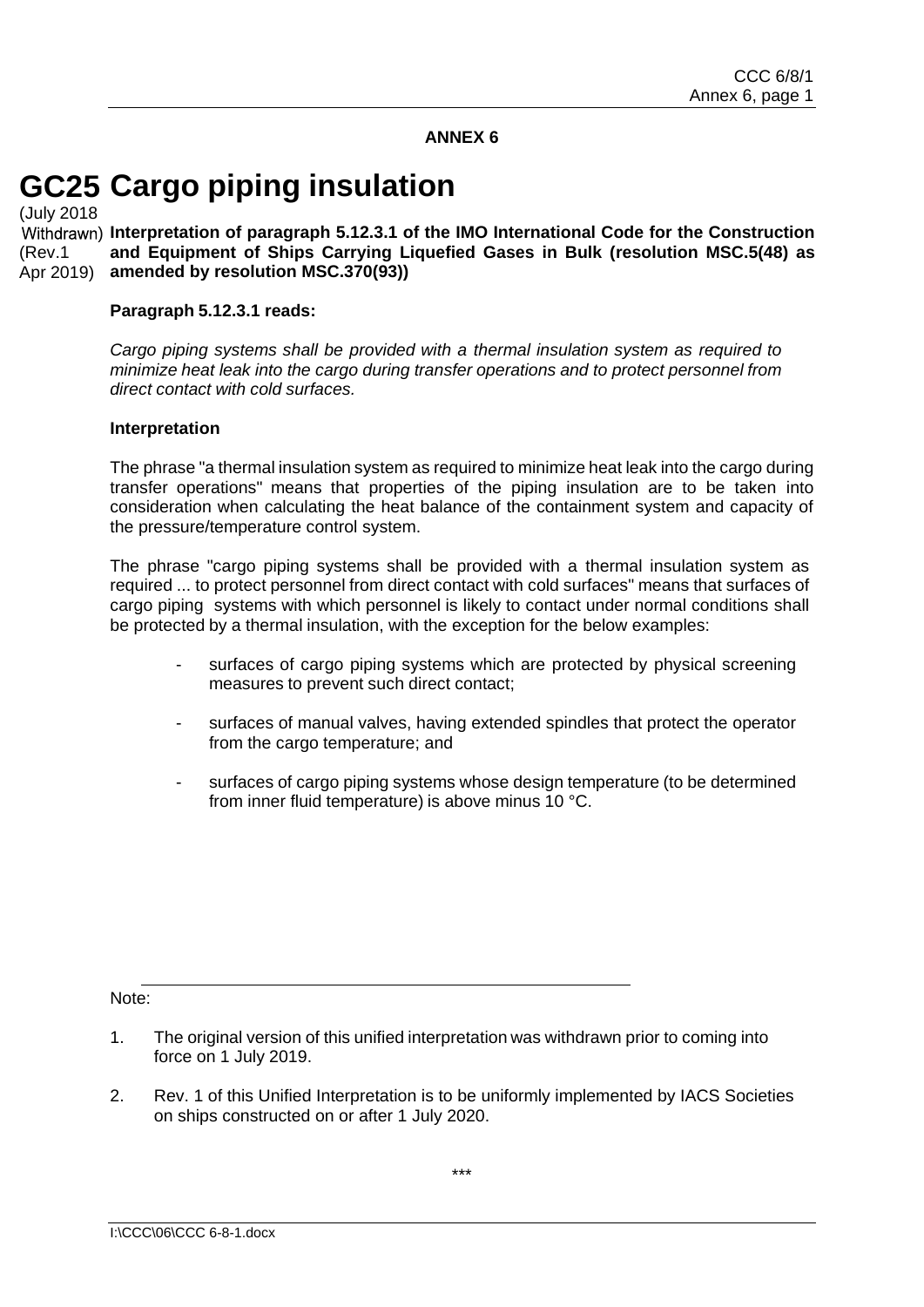**ANNEX 6**

# GC25 Cargo piping insulation

(July 2018 Withdrawn) (Rev.1 Apr 2019)

**Interpretation of paragraph 5.12.3.1 of the IMO International Code for the Construction and Equipment of Ships Carrying Liquefied Gases in Bulk (resolution MSC.5(48) as amended by resolution MSC.370(93))**

**Paragraph 5.12.3.1 reads:**

*Cargo piping systems shall be provided with a thermal insulation system as required to minimize heat leak into the cargo during transfer operations and to protect personnel from direct contact with cold surfaces.*

**Interpretation**

The phrase "a thermal insulation system as required to minimize heat leak into the cargo during transfer operations" means that properties of the piping insulation are to be taken into consideration when calculating the heat balance of the containment system and capacity of the pressure/temperature control system.

The phrase "cargo piping systems shall be provided with a thermal insulation system as required ... to protect personnel from direct contact with cold surfaces" means that surfaces of cargo piping systems with which personnel is likely to contact under normal conditions shall be protected by a thermal insulation, with the exception for the below examples:

- surfaces of cargo piping systems which are protected by physical screening measures to prevent such direct contact;
- surfaces of manual valves, having extended spindles that protect the operator from the cargo temperature; and
- surfaces of cargo piping systems whose design temperature (to be determined from inner fluid temperature) is above minus 10 °C.

---

Note:

1. The original version of this unified interpretation was withdrawn prior to coming into force on 1 July 2019.
2. Rev. 1 of this Unified Interpretation is to be uniformly implemented by IACS Societies on ships constructed on or after 1 July 2020.

***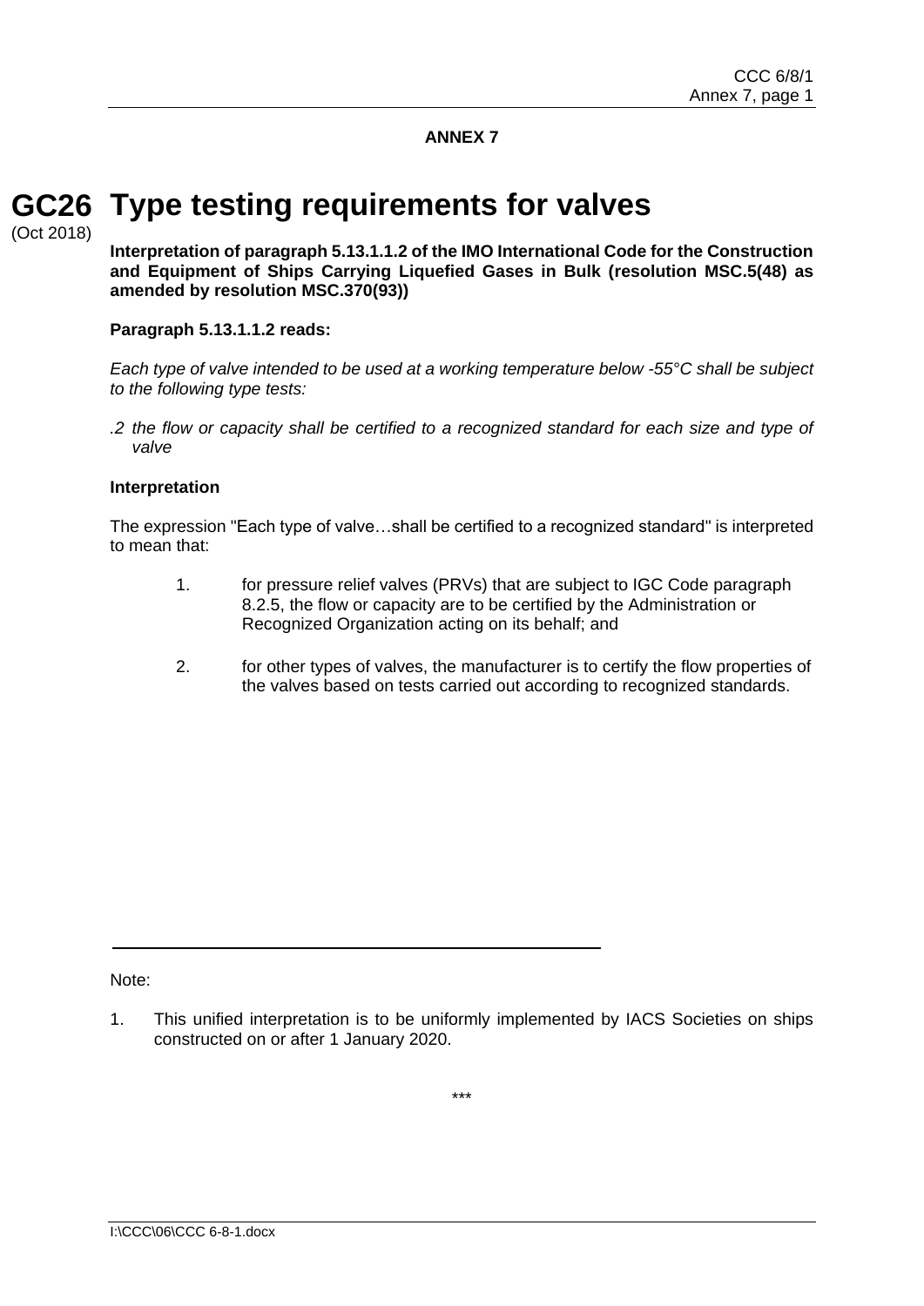**ANNEX 7**

# GC26 Type testing requirements for valves

(Oct 2018)

**Interpretation of paragraph 5.13.1.1.2 of the IMO International Code for the Construction and Equipment of Ships Carrying Liquefied Gases in Bulk (resolution MSC.5(48) as amended by resolution MSC.370(93))**

**Paragraph 5.13.1.1.2 reads:**

*Each type of valve intended to be used at a working temperature below -55°C shall be subject to the following type tests:*

*.2 the flow or capacity shall be certified to a recognized standard for each size and type of valve*

**Interpretation**

The expression "Each type of valve…shall be certified to a recognized standard" is interpreted to mean that:

1. for pressure relief valves (PRVs) that are subject to IGC Code paragraph 8.2.5, the flow or capacity are to be certified by the Administration or Recognized Organization acting on its behalf; and

2. for other types of valves, the manufacturer is to certify the flow properties of the valves based on tests carried out according to recognized standards.

---

Note:

1. This unified interpretation is to be uniformly implemented by IACS Societies on ships constructed on or after 1 January 2020.

***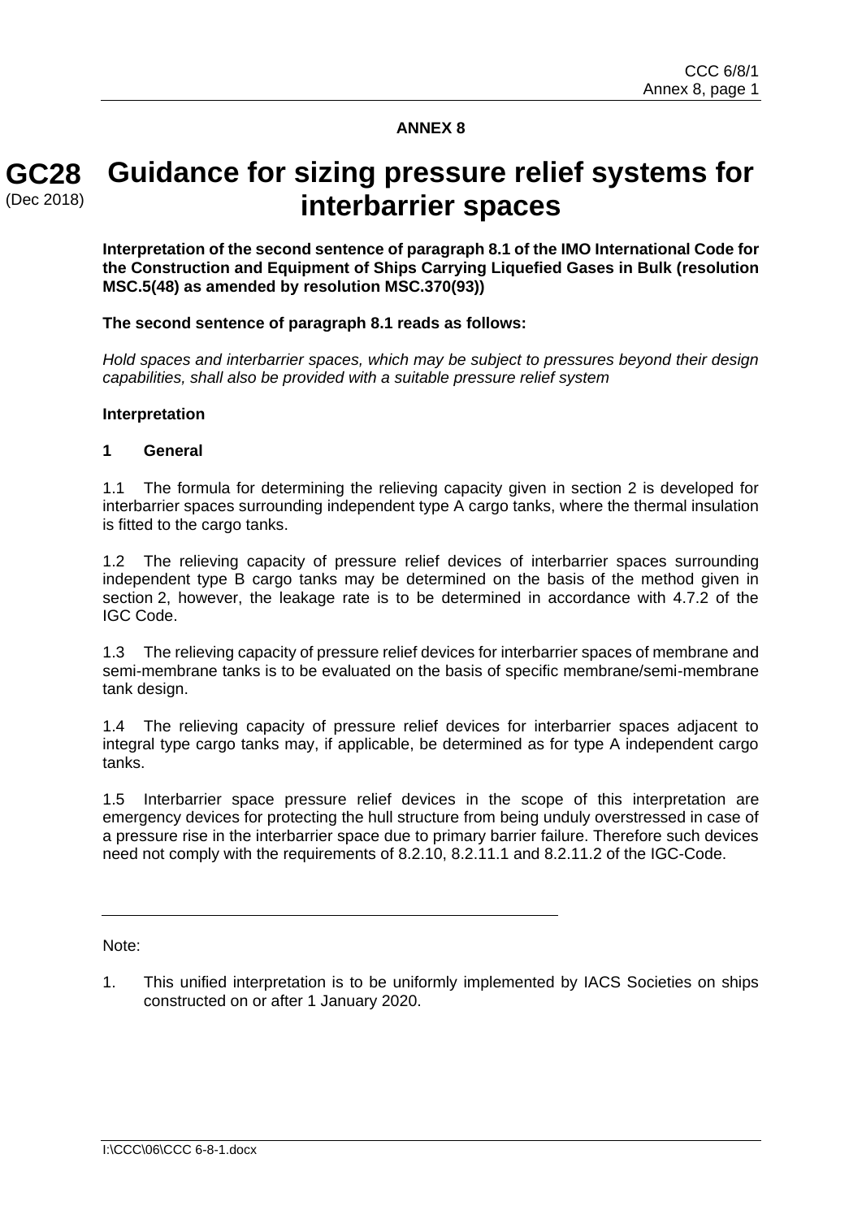**ANNEX 8**

# GC28 (Dec 2018) Guidance for sizing pressure relief systems for interbarrier spaces

**Interpretation of the second sentence of paragraph 8.1 of the IMO International Code for the Construction and Equipment of Ships Carrying Liquefied Gases in Bulk (resolution MSC.5(48) as amended by resolution MSC.370(93))**

**The second sentence of paragraph 8.1 reads as follows:**

*Hold spaces and interbarrier spaces, which may be subject to pressures beyond their design capabilities, shall also be provided with a suitable pressure relief system*

**Interpretation**

**1 General**

1.1 The formula for determining the relieving capacity given in section 2 is developed for interbarrier spaces surrounding independent type A cargo tanks, where the thermal insulation is fitted to the cargo tanks.

1.2 The relieving capacity of pressure relief devices of interbarrier spaces surrounding independent type B cargo tanks may be determined on the basis of the method given in section 2, however, the leakage rate is to be determined in accordance with 4.7.2 of the IGC Code.

1.3 The relieving capacity of pressure relief devices for interbarrier spaces of membrane and semi-membrane tanks is to be evaluated on the basis of specific membrane/semi-membrane tank design.

1.4 The relieving capacity of pressure relief devices for interbarrier spaces adjacent to integral type cargo tanks may, if applicable, be determined as for type A independent cargo tanks.

1.5 Interbarrier space pressure relief devices in the scope of this interpretation are emergency devices for protecting the hull structure from being unduly overstressed in case of a pressure rise in the interbarrier space due to primary barrier failure. Therefore such devices need not comply with the requirements of 8.2.10, 8.2.11.1 and 8.2.11.2 of the IGC-Code.

---

Note:

1. This unified interpretation is to be uniformly implemented by IACS Societies on ships constructed on or after 1 January 2020.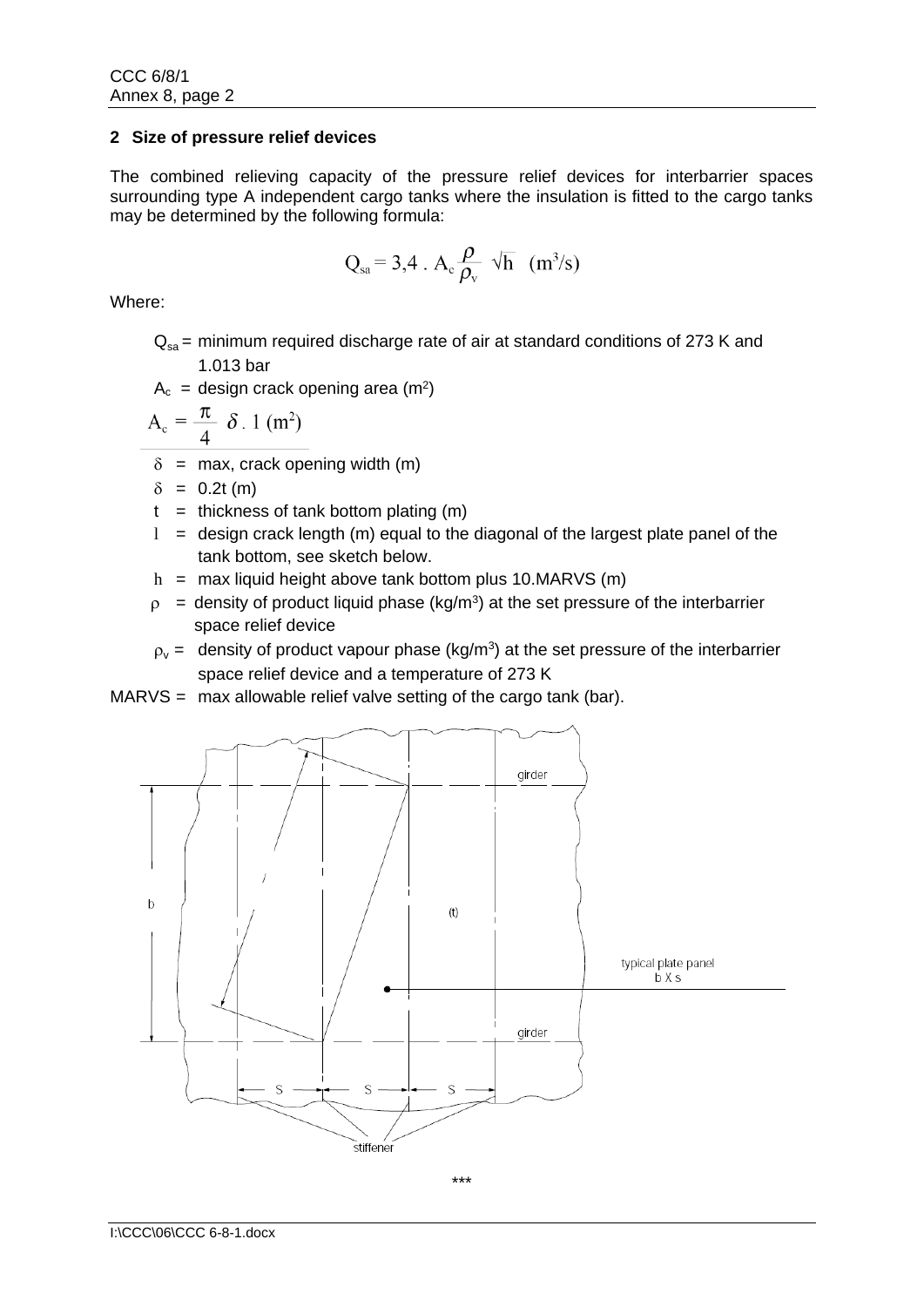## 2 Size of pressure relief devices

The combined relieving capacity of the pressure relief devices for interbarrier spaces surrounding type A independent cargo tanks where the insulation is fitted to the cargo tanks may be determined by the following formula:

$$Q_{sa} = 3{,}4 \cdot A_c \frac{\rho}{\rho_v} \sqrt{h} \quad (m^3/s)$$

Where:

$Q_{sa}$ = minimum required discharge rate of air at standard conditions of 273 K and 1.013 bar

$A_c$ = design crack opening area ($m^2$)

$$A_c = \frac{\pi}{4} \delta \cdot l \ (m^2)$$

$\delta$ = max, crack opening width (m)

$\delta$ = 0.2t (m)

t = thickness of tank bottom plating (m)

l = design crack length (m) equal to the diagonal of the largest plate panel of the tank bottom, see sketch below.

h = max liquid height above tank bottom plus 10.MARVS (m)

$\rho$ = density of product liquid phase (kg/$m^3$) at the set pressure of the interbarrier space relief device

$\rho_v$ = density of product vapour phase (kg/$m^3$) at the set pressure of the interbarrier space relief device and a temperature of 273 K

MARVS = max allowable relief valve setting of the cargo tank (bar).

girder

b

(t)

typical plate panel
b X s

girder

s s s

stiffener

***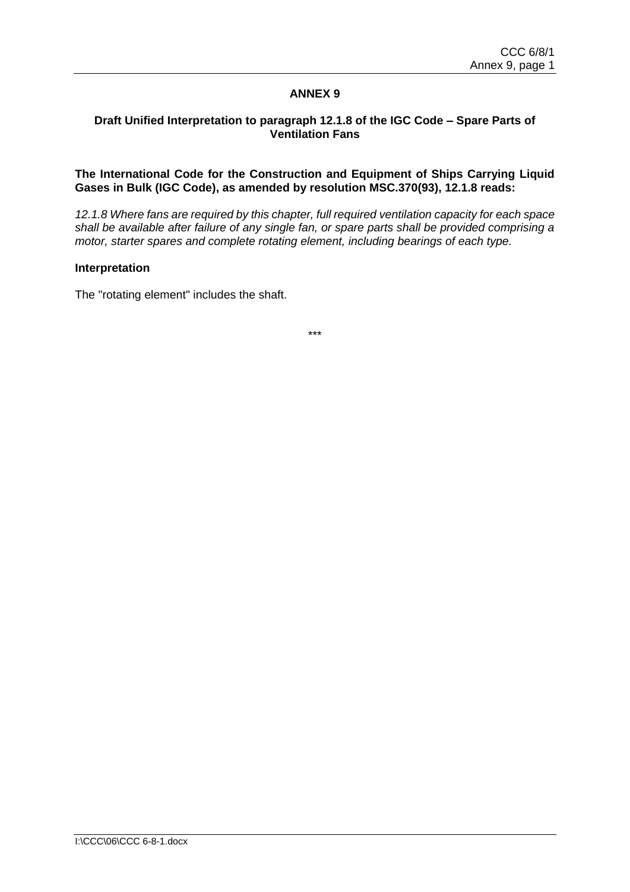# ANNEX 9

## Draft Unified Interpretation to paragraph 12.1.8 of the IGC Code – Spare Parts of Ventilation Fans

**The International Code for the Construction and Equipment of Ships Carrying Liquid Gases in Bulk (IGC Code), as amended by resolution MSC.370(93), 12.1.8 reads:**

*12.1.8 Where fans are required by this chapter, full required ventilation capacity for each space shall be available after failure of any single fan, or spare parts shall be provided comprising a motor, starter spares and complete rotating element, including bearings of each type.*

**Interpretation**

The "rotating element" includes the shaft.

***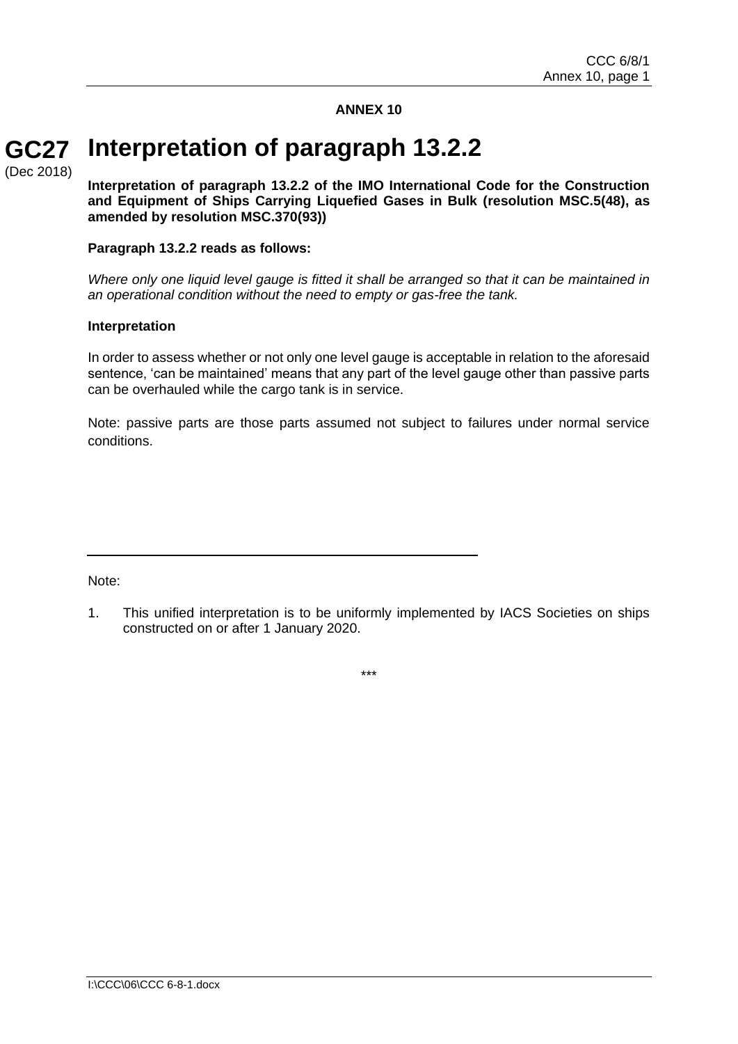**ANNEX 10**

# GC27 (Dec 2018) Interpretation of paragraph 13.2.2

**Interpretation of paragraph 13.2.2 of the IMO International Code for the Construction and Equipment of Ships Carrying Liquefied Gases in Bulk (resolution MSC.5(48), as amended by resolution MSC.370(93))**

**Paragraph 13.2.2 reads as follows:**

*Where only one liquid level gauge is fitted it shall be arranged so that it can be maintained in an operational condition without the need to empty or gas-free the tank.*

**Interpretation**

In order to assess whether or not only one level gauge is acceptable in relation to the aforesaid sentence, 'can be maintained' means that any part of the level gauge other than passive parts can be overhauled while the cargo tank is in service.

Note: passive parts are those parts assumed not subject to failures under normal service conditions.

---

Note:

1. This unified interpretation is to be uniformly implemented by IACS Societies on ships constructed on or after 1 January 2020.

\*\*\*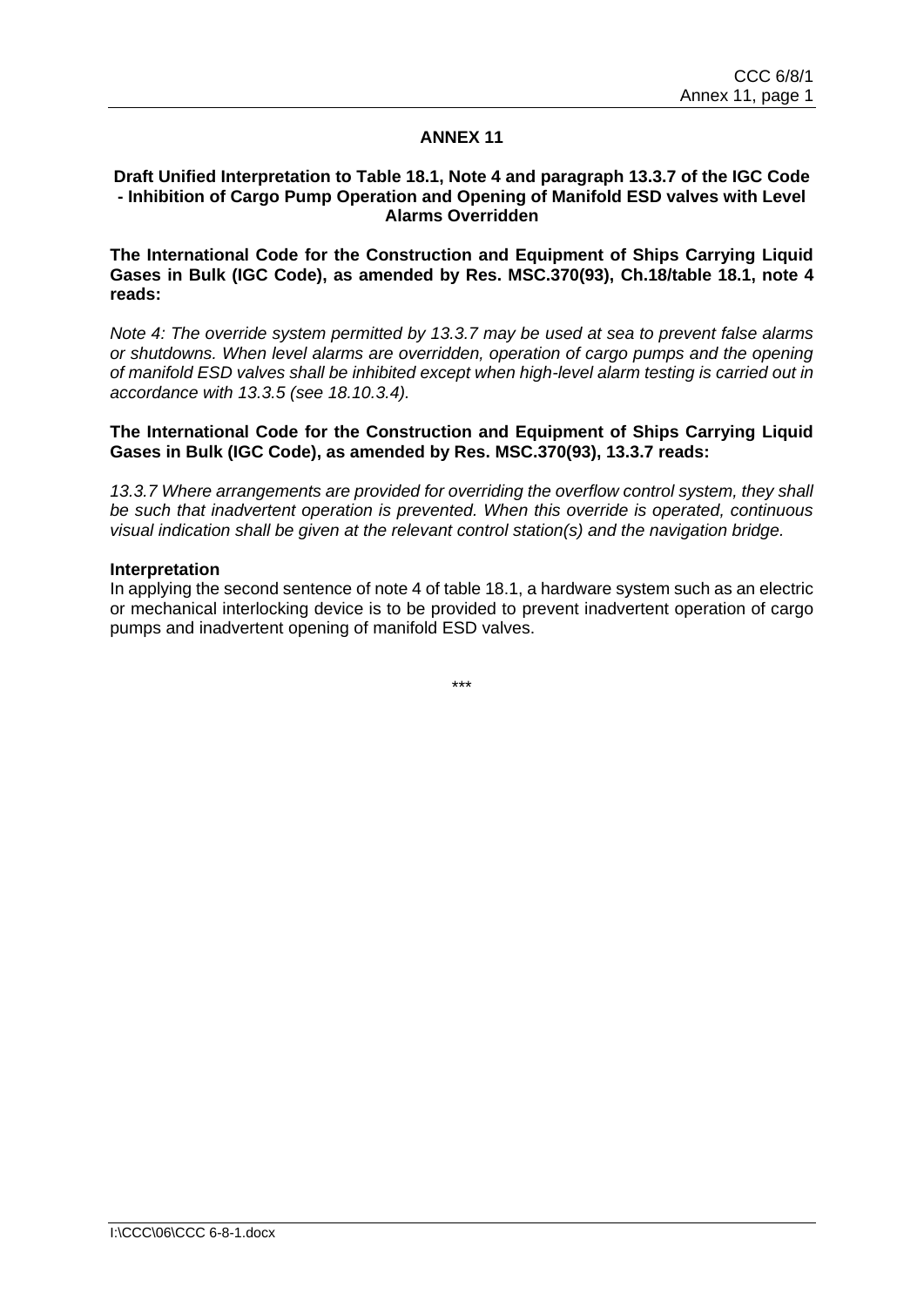# ANNEX 11

## Draft Unified Interpretation to Table 18.1, Note 4 and paragraph 13.3.7 of the IGC Code - Inhibition of Cargo Pump Operation and Opening of Manifold ESD valves with Level Alarms Overridden

**The International Code for the Construction and Equipment of Ships Carrying Liquid Gases in Bulk (IGC Code), as amended by Res. MSC.370(93), Ch.18/table 18.1, note 4 reads:**

*Note 4: The override system permitted by 13.3.7 may be used at sea to prevent false alarms or shutdowns. When level alarms are overridden, operation of cargo pumps and the opening of manifold ESD valves shall be inhibited except when high-level alarm testing is carried out in accordance with 13.3.5 (see 18.10.3.4).*

**The International Code for the Construction and Equipment of Ships Carrying Liquid Gases in Bulk (IGC Code), as amended by Res. MSC.370(93), 13.3.7 reads:**

*13.3.7 Where arrangements are provided for overriding the overflow control system, they shall be such that inadvertent operation is prevented. When this override is operated, continuous visual indication shall be given at the relevant control station(s) and the navigation bridge.*

**Interpretation**

In applying the second sentence of note 4 of table 18.1, a hardware system such as an electric or mechanical interlocking device is to be provided to prevent inadvertent operation of cargo pumps and inadvertent opening of manifold ESD valves.

***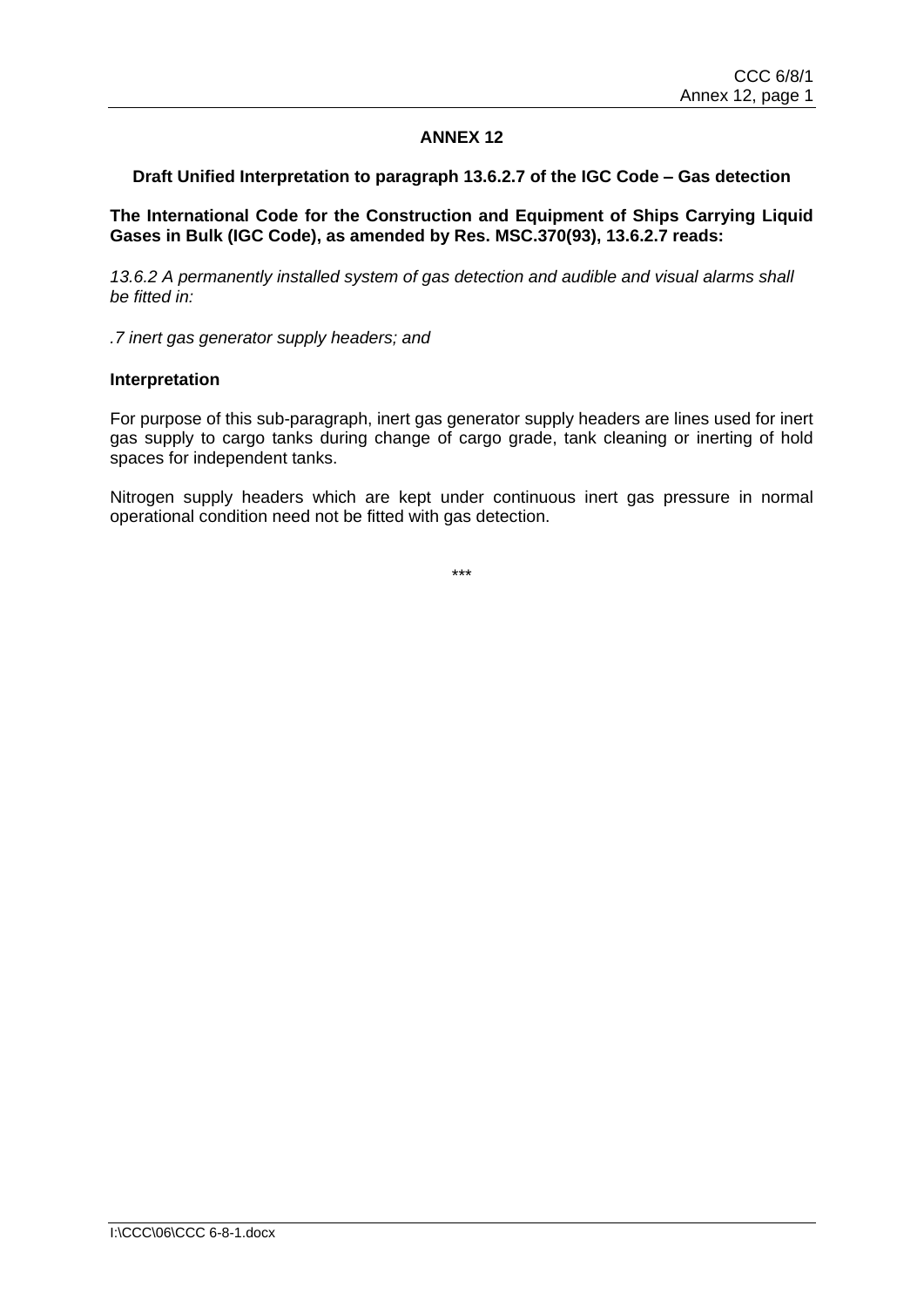# ANNEX 12

## Draft Unified Interpretation to paragraph 13.6.2.7 of the IGC Code – Gas detection

**The International Code for the Construction and Equipment of Ships Carrying Liquid Gases in Bulk (IGC Code), as amended by Res. MSC.370(93), 13.6.2.7 reads:**

*13.6.2 A permanently installed system of gas detection and audible and visual alarms shall be fitted in:*

*.7 inert gas generator supply headers; and*

**Interpretation**

For purpose of this sub-paragraph, inert gas generator supply headers are lines used for inert gas supply to cargo tanks during change of cargo grade, tank cleaning or inerting of hold spaces for independent tanks.

Nitrogen supply headers which are kept under continuous inert gas pressure in normal operational condition need not be fitted with gas detection.

***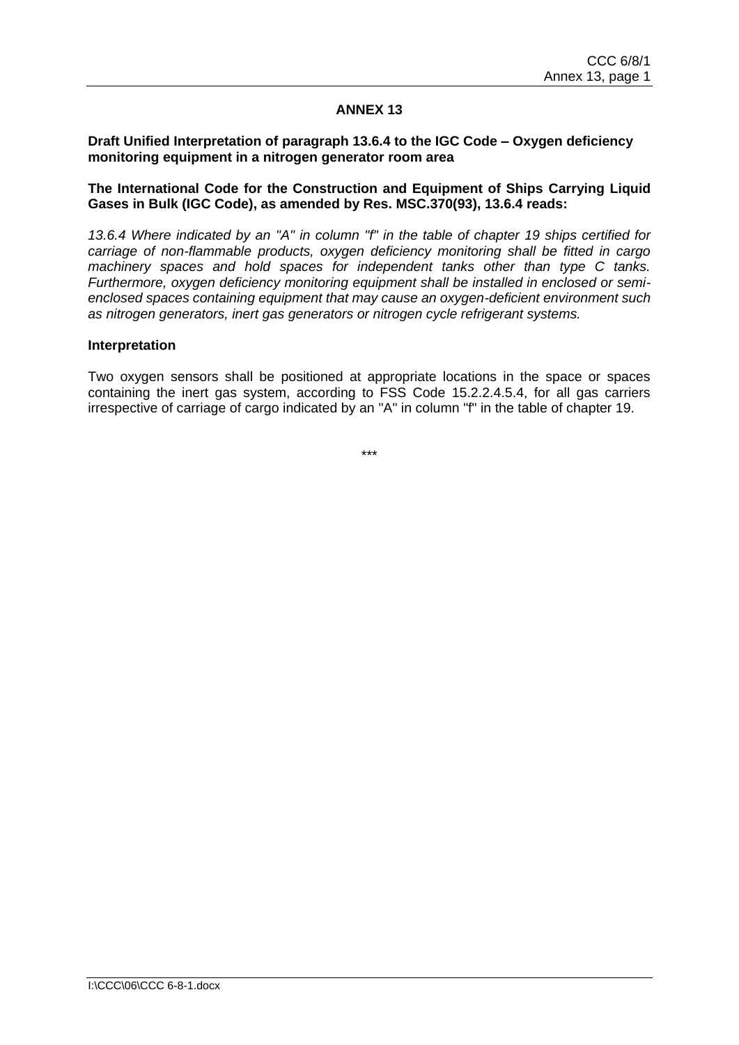# ANNEX 13

**Draft Unified Interpretation of paragraph 13.6.4 to the IGC Code – Oxygen deficiency monitoring equipment in a nitrogen generator room area**

**The International Code for the Construction and Equipment of Ships Carrying Liquid Gases in Bulk (IGC Code), as amended by Res. MSC.370(93), 13.6.4 reads:**

*13.6.4 Where indicated by an "A" in column "f" in the table of chapter 19 ships certified for carriage of non-flammable products, oxygen deficiency monitoring shall be fitted in cargo machinery spaces and hold spaces for independent tanks other than type C tanks. Furthermore, oxygen deficiency monitoring equipment shall be installed in enclosed or semi-enclosed spaces containing equipment that may cause an oxygen-deficient environment such as nitrogen generators, inert gas generators or nitrogen cycle refrigerant systems.*

**Interpretation**

Two oxygen sensors shall be positioned at appropriate locations in the space or spaces containing the inert gas system, according to FSS Code 15.2.2.4.5.4, for all gas carriers irrespective of carriage of cargo indicated by an "A" in column "f" in the table of chapter 19.

\*\*\*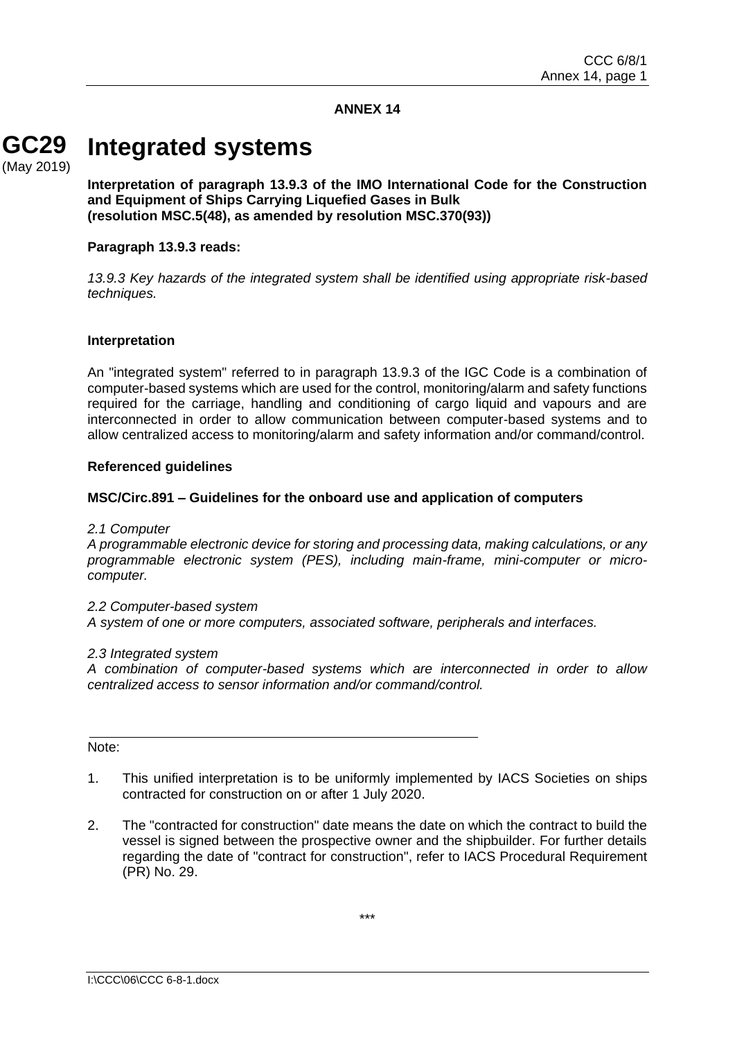**ANNEX 14**

# GC29 Integrated systems

(May 2019)

**Interpretation of paragraph 13.9.3 of the IMO International Code for the Construction and Equipment of Ships Carrying Liquefied Gases in Bulk (resolution MSC.5(48), as amended by resolution MSC.370(93))**

**Paragraph 13.9.3 reads:**

*13.9.3 Key hazards of the integrated system shall be identified using appropriate risk-based techniques.*

**Interpretation**

An "integrated system" referred to in paragraph 13.9.3 of the IGC Code is a combination of computer-based systems which are used for the control, monitoring/alarm and safety functions required for the carriage, handling and conditioning of cargo liquid and vapours and are interconnected in order to allow communication between computer-based systems and to allow centralized access to monitoring/alarm and safety information and/or command/control.

**Referenced guidelines**

**MSC/Circ.891 – Guidelines for the onboard use and application of computers**

*2.1 Computer*
*A programmable electronic device for storing and processing data, making calculations, or any programmable electronic system (PES), including main-frame, mini-computer or micro-computer.*

*2.2 Computer-based system*
*A system of one or more computers, associated software, peripherals and interfaces.*

*2.3 Integrated system*
*A combination of computer-based systems which are interconnected in order to allow centralized access to sensor information and/or command/control.*

---

Note:

1. This unified interpretation is to be uniformly implemented by IACS Societies on ships contracted for construction on or after 1 July 2020.

2. The "contracted for construction" date means the date on which the contract to build the vessel is signed between the prospective owner and the shipbuilder. For further details regarding the date of "contract for construction", refer to IACS Procedural Requirement (PR) No. 29.

***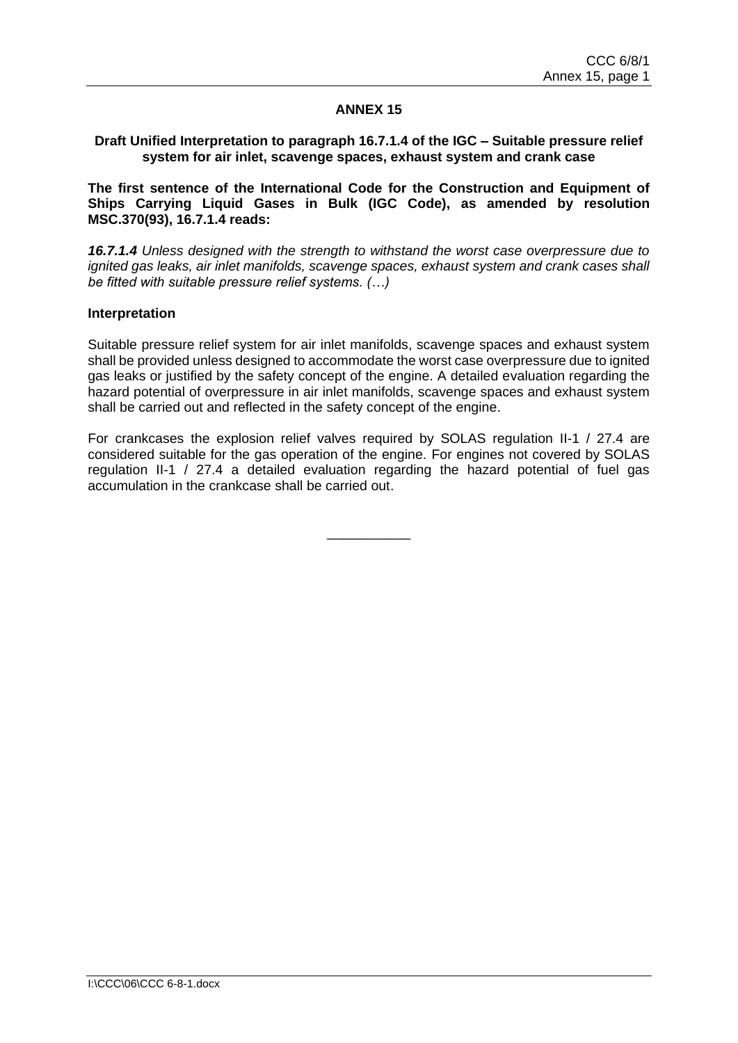## ANNEX 15

### Draft Unified Interpretation to paragraph 16.7.1.4 of the IGC – Suitable pressure relief system for air inlet, scavenge spaces, exhaust system and crank case

**The first sentence of the International Code for the Construction and Equipment of Ships Carrying Liquid Gases in Bulk (IGC Code), as amended by resolution MSC.370(93), 16.7.1.4 reads:**

***16.7.1.4*** *Unless designed with the strength to withstand the worst case overpressure due to ignited gas leaks, air inlet manifolds, scavenge spaces, exhaust system and crank cases shall be fitted with suitable pressure relief systems. (…)*

**Interpretation**

Suitable pressure relief system for air inlet manifolds, scavenge spaces and exhaust system shall be provided unless designed to accommodate the worst case overpressure due to ignited gas leaks or justified by the safety concept of the engine. A detailed evaluation regarding the hazard potential of overpressure in air inlet manifolds, scavenge spaces and exhaust system shall be carried out and reflected in the safety concept of the engine.

For crankcases the explosion relief valves required by SOLAS regulation II-1 / 27.4 are considered suitable for the gas operation of the engine. For engines not covered by SOLAS regulation II-1 / 27.4 a detailed evaluation regarding the hazard potential of fuel gas accumulation in the crankcase shall be carried out.

\_\_\_\_\_\_\_\_\_\_\_